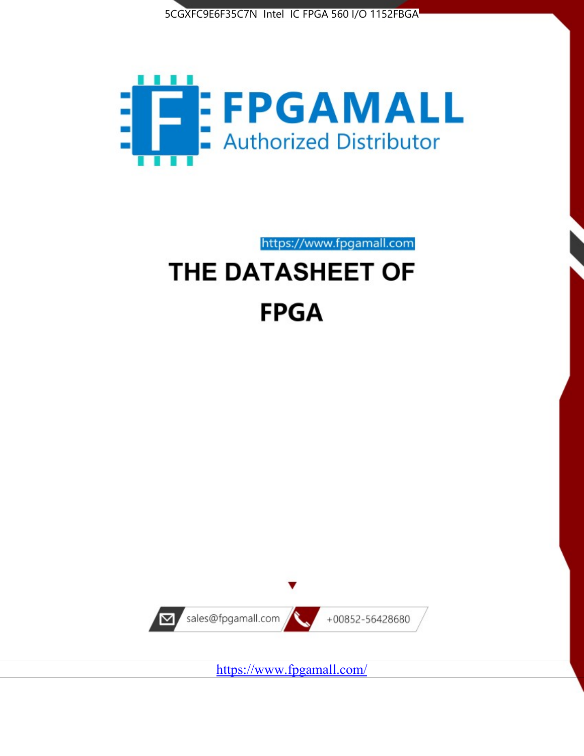5CGXFC9E6F35C7N Intel IC FPGA 560 I/O 1152FBGA

FPGAMALL

Authorized Distributor

https://www.fpgamall.com

# THE DATASHEET OF

# FPGA

sales@fpgamall.com

+00852-56428680

https://www.fpgamall.com/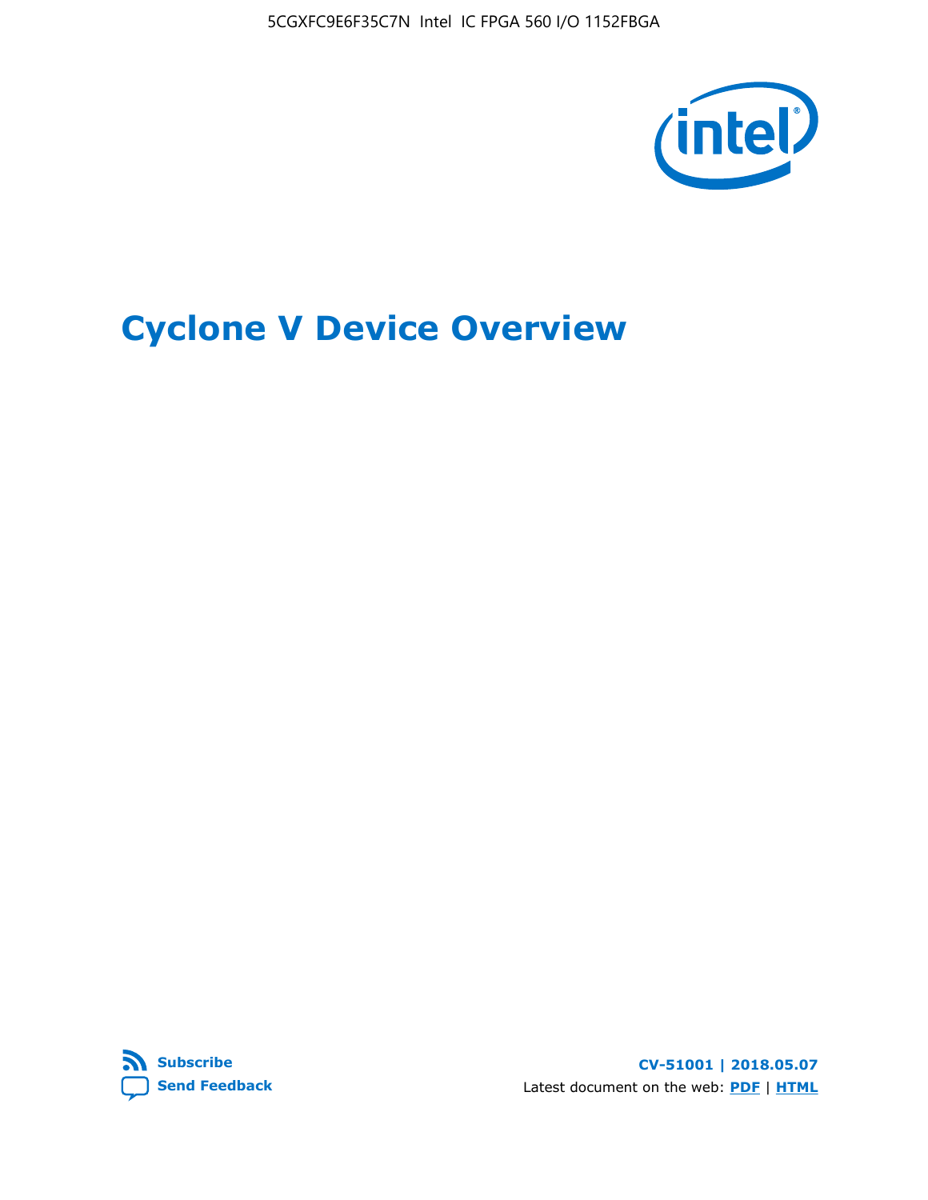# Cyclone V Device Overview

Subscribe

Send Feedback

CV-51001 | 2018.05.07

Latest document on the web: **PDF** | **HTML**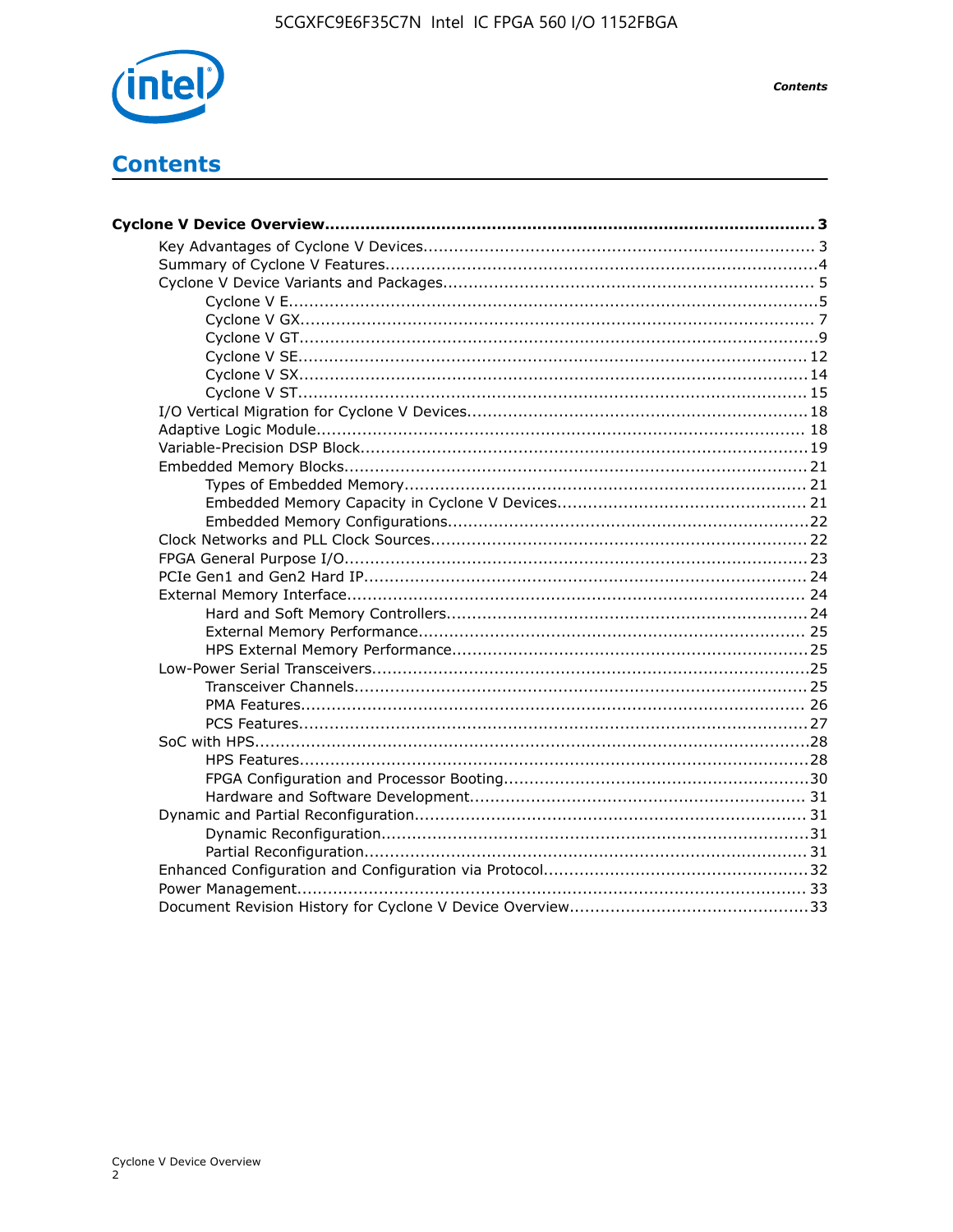# Contents

**Cyclone V Device Overview....................................................................................... 3**

- Key Advantages of Cyclone V Devices............................................................................. 3
- Summary of Cyclone V Features..................................................................................... 4
- Cyclone V Device Variants and Packages......................................................................... 5
    - Cyclone V E........................................................................................................5
    - Cyclone V GX...................................................................................................... 7
    - Cyclone V GT.......................................................................................................9
    - Cyclone V SE..................................................................................................... 12
    - Cyclone V SX..................................................................................................... 14
    - Cyclone V ST..................................................................................................... 15
- I/O Vertical Migration for Cyclone V Devices.................................................................. 18
- Adaptive Logic Module................................................................................................ 18
- Variable-Precision DSP Block....................................................................................... 19
- Embedded Memory Blocks........................................................................................... 21
    - Types of Embedded Memory............................................................................... 21
    - Embedded Memory Capacity in Cyclone V Devices................................................. 21
    - Embedded Memory Configurations.......................................................................22
- Clock Networks and PLL Clock Sources.......................................................................... 22
- FPGA General Purpose I/O........................................................................................... 23
- PCIe Gen1 and Gen2 Hard IP...................................................................................... 24
- External Memory Interface.......................................................................................... 24
    - Hard and Soft Memory Controllers.......................................................................24
    - External Memory Performance............................................................................ 25
    - HPS External Memory Performance......................................................................25
- Low-Power Serial Transceivers.....................................................................................25
    - Transceiver Channels......................................................................................... 25
    - PMA Features................................................................................................... 26
    - PCS Features....................................................................................................27
- SoC with HPS.............................................................................................................28
    - HPS Features....................................................................................................28
    - FPGA Configuration and Processor Booting............................................................30
    - Hardware and Software Development.................................................................. 31
- Dynamic and Partial Reconfiguration............................................................................. 31
    - Dynamic Reconfiguration....................................................................................31
    - Partial Reconfiguration.......................................................................................31
- Enhanced Configuration and Configuration via Protocol....................................................32
- Power Management.................................................................................................... 33
- Document Revision History for Cyclone V Device Overview...............................................33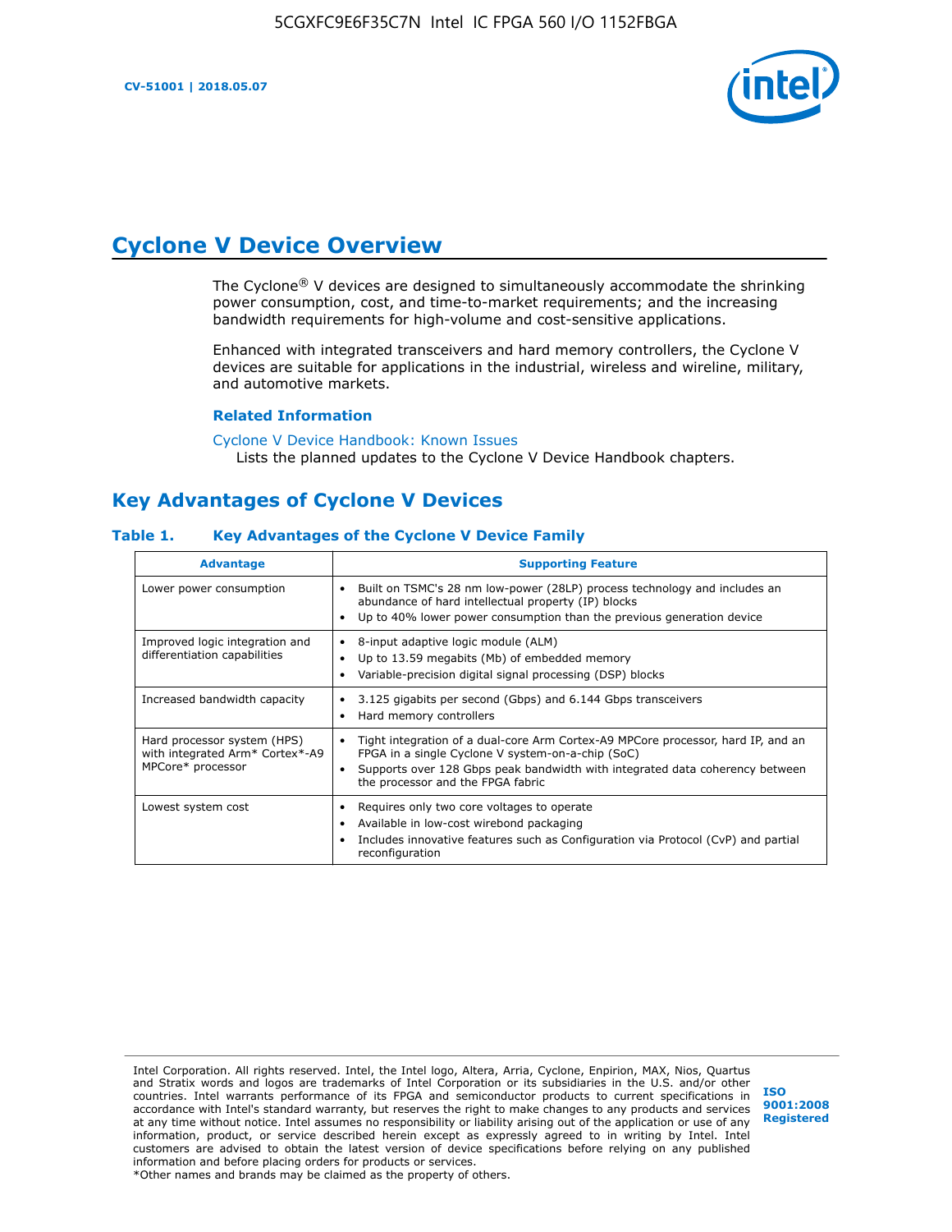# Cyclone V Device Overview

The Cyclone® V devices are designed to simultaneously accommodate the shrinking power consumption, cost, and time-to-market requirements; and the increasing bandwidth requirements for high-volume and cost-sensitive applications.

Enhanced with integrated transceivers and hard memory controllers, the Cyclone V devices are suitable for applications in the industrial, wireless and wireline, military, and automotive markets.

### Related Information

Cyclone V Device Handbook: Known Issues
Lists the planned updates to the Cyclone V Device Handbook chapters.

## Key Advantages of Cyclone V Devices

#### Table 1. Key Advantages of the Cyclone V Device Family

| Advantage | Supporting Feature |
| --- | --- |
| Lower power consumption | • Built on TSMC's 28 nm low-power (28LP) process technology and includes an abundance of hard intellectual property (IP) blocks<br>• Up to 40% lower power consumption than the previous generation device |
| Improved logic integration and differentiation capabilities | • 8-input adaptive logic module (ALM)<br>• Up to 13.59 megabits (Mb) of embedded memory<br>• Variable-precision digital signal processing (DSP) blocks |
| Increased bandwidth capacity | • 3.125 gigabits per second (Gbps) and 6.144 Gbps transceivers<br>• Hard memory controllers |
| Hard processor system (HPS) with integrated Arm* Cortex*-A9 MPCore* processor | • Tight integration of a dual-core Arm Cortex-A9 MPCore processor, hard IP, and an FPGA in a single Cyclone V system-on-a-chip (SoC)<br>• Supports over 128 Gbps peak bandwidth with integrated data coherency between the processor and the FPGA fabric |
| Lowest system cost | • Requires only two core voltages to operate<br>• Available in low-cost wirebond packaging<br>• Includes innovative features such as Configuration via Protocol (CvP) and partial reconfiguration |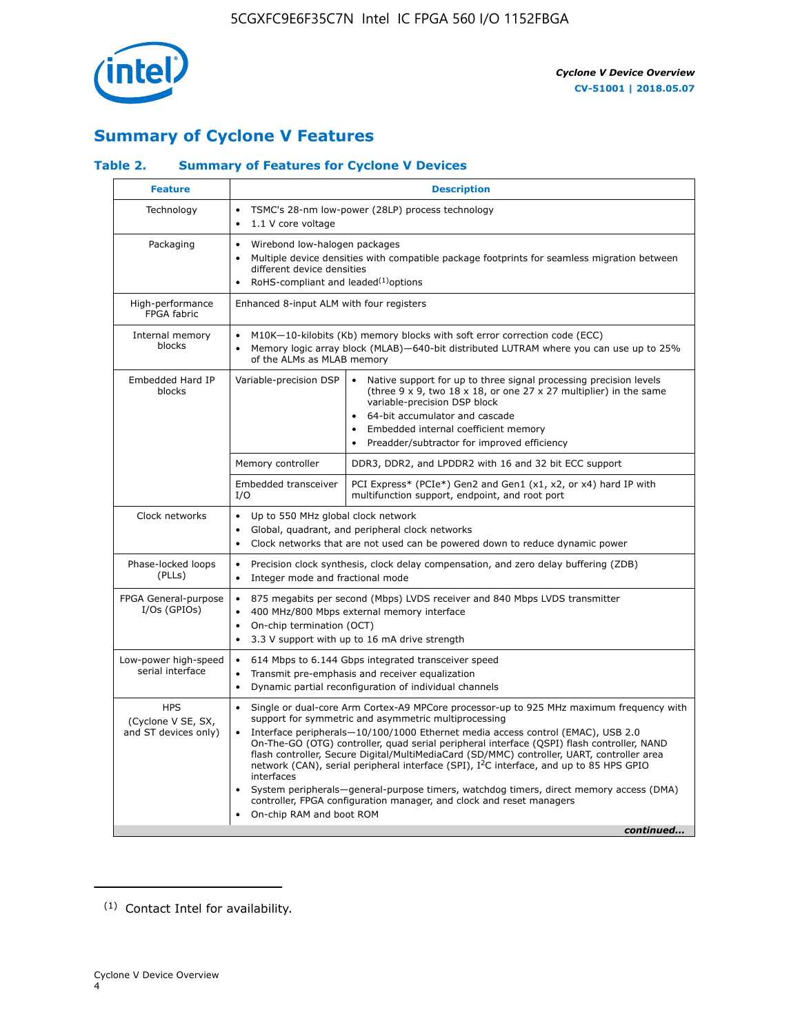# Summary of Cyclone V Features

### Table 2. Summary of Features for Cycl​one V Devices

| Feature | Description | |
|---|---|---|
| Technology | • TSMC's 28-nm low-power (28LP) process technology<br>• 1.1 V core voltage | |
| Packaging | • Wirebond low-halogen packages<br>• Multiple device densities with compatible package footprints for seamless migration between different device densities<br>• RoHS-compliant and leaded[(1)] options | |
| High-performance FPGA fabric | Enhanced 8-input ALM with four registers | |
| Internal memory blocks | • M10K—10-kilobits (Kb) memory blocks with soft error correction code (ECC)<br>• Memory logic array block (MLAB)—640-bit distributed LUTRAM where you can use up to 25% of the ALMs as MLAB memory | |
| Embedded Hard IP blocks | Variable-precision DSP | • Native support for up to three signal processing precision levels (three 9 x 9, two 18 x 18, or one 27 x 27 multiplier) in the same variable-precision DSP block<br>• 64-bit accumulator and cascade<br>• Embedded internal coefficient memory<br>• Preadder/subtractor for improved efficiency |
| | Memory controller | DDR3, DDR2, and LPDDR2 with 16 and 32 bit ECC support |
| | Embedded transceiver I/O | PCI Express* (PCIe*) Gen2 and Gen1 (x1, x2, or x4) hard IP with multifunction support, endpoint, and root port |
| Clock networks | • Up to 550 MHz global clock network<br>• Global, quadrant, and peripheral clock networks<br>• Clock networks that are not used can be powered down to reduce dynamic power | |
| Phase-locked loops (PLLs) | • Precision clock synthesis, clock delay compensation, and zero delay buffering (ZDB)<br>• Integer mode and fractional mode | |
| FPGA General-purpose I/Os (GPIOs) | • 875 megabits per second (Mbps) LVDS receiver and 840 Mbps LVDS transmitter<br>• 400 MHz/800 Mbps external memory interface<br>• On-chip termination (OCT)<br>• 3.3 V support with up to 16 mA drive strength | |
| Low-power high-speed serial interface | • 614 Mbps to 6.144 Gbps integrated transceiver speed<br>• Transmit pre-emphasis and receiver equalization<br>• Dynamic partial reconfiguration of individual channels | |
| HPS (Cyclone V SE, SX, and ST devices only) | • Single or dual-core Arm Cortex-A9 MPCore processor-up to 925 MHz maximum frequency with support for symmetric and asymmetric multiprocessing<br>• Interface peripherals—10/100/1000 Ethernet media access control (EMAC), USB 2.0 On-The-GO (OTG) controller, quad serial peripheral interface (QSPI) flash controller, NAND flash controller, Secure Digital/MultiMediaCard (SD/MMC) controller, UART, controller area network (CAN), serial peripheral interface (SPI), I$^2$C interface, and up to 85 HPS GPIO interfaces<br>• System peripherals—general-purpose timers, watchdog timers, direct memory access (DMA) controller, FPGA configuration manager, and clock and reset managers<br>• On-chip RAM and boot ROM | |

*continued...*

(1) Contact Intel for availability.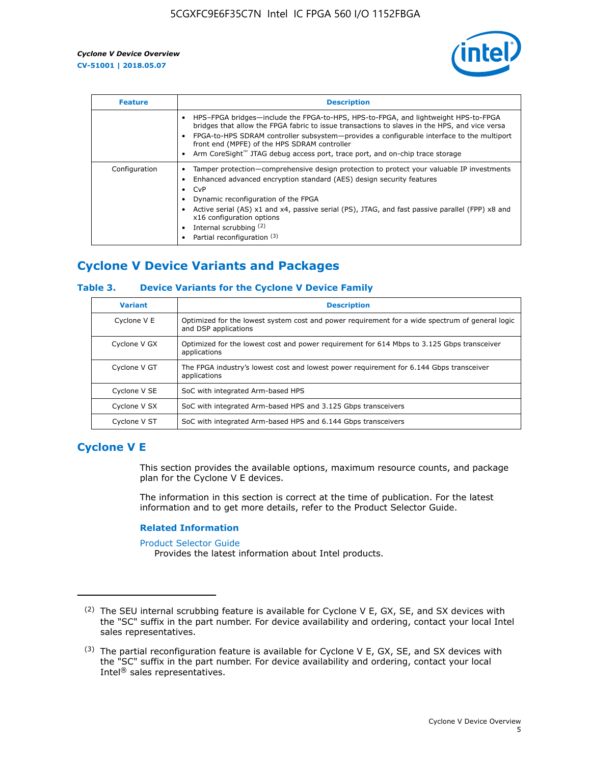| Feature | Description |
| --- | --- |
| | • HPS–FPGA bridges—include the FPGA-to-HPS, HPS-to-FPGA, and lightweight HPS-to-FPGA bridges that allow the FPGA fabric to issue transactions to slaves in the HPS, and vice versa<br>• FPGA-to-HPS SDRAM controller subsystem—provides a configurable interface to the multiport front end (MPFE) of the HPS SDRAM controller<br>• Arm CoreSight™ JTAG debug access port, trace port, and on-chip trace storage |
| Configuration | • Tamper protection—comprehensive design protection to protect your valuable IP investments<br>• Enhanced advanced encryption standard (AES) design security features<br>• CvP<br>• Dynamic reconfiguration of the FPGA<br>• Active serial (AS) x1 and x4, passive serial (PS), JTAG, and fast passive parallel (FPP) x8 and x16 configuration options<br>• Internal scrubbing [(2)]<br>• Partial reconfiguration [(3)] |

## Cyclone V Device Variants and Packages

### Table 3. Device Variants for the Cyclone V Device Family

| Variant | Description |
| --- | --- |
| Cyclone V E | Optimized for the lowest system cost and power requirement for a wide spectrum of general logic and DSP applications |
| Cyclone V GX | Optimized for the lowest cost and power requirement for 614 Mbps to 3.125 Gbps transceiver applications |
| Cyclone V GT | The FPGA industry's lowest cost and lowest power requirement for 6.144 Gbps transceiver applications |
| Cyclone V SE | SoC with integrated Arm-based HPS |
| Cyclone V SX | SoC with integrated Arm-based HPS and 3.125 Gbps transceivers |
| Cyclone V ST | SoC with integrated Arm-based HPS and 6.144 Gbps transceivers |

## Cyclone V E

This section provides the available options, maximum resource counts, and package plan for the Cyclone V E devices.

The information in this section is correct at the time of publication. For the latest information and to get more details, refer to the Product Selector Guide.

### Related Information

Product Selector Guide
Provides the latest information about Intel products.

---

(2) The SEU internal scrubbing feature is available for Cyclone V E, GX, SE, and SX devices with the "SC" suffix in the part number. For device availability and ordering, contact your local Intel sales representatives.

(3) The partial reconfiguration feature is available for Cyclone V E, GX, SE, and SX devices with the "SC" suffix in the part number. For device availability and ordering, contact your local Intel® sales representatives.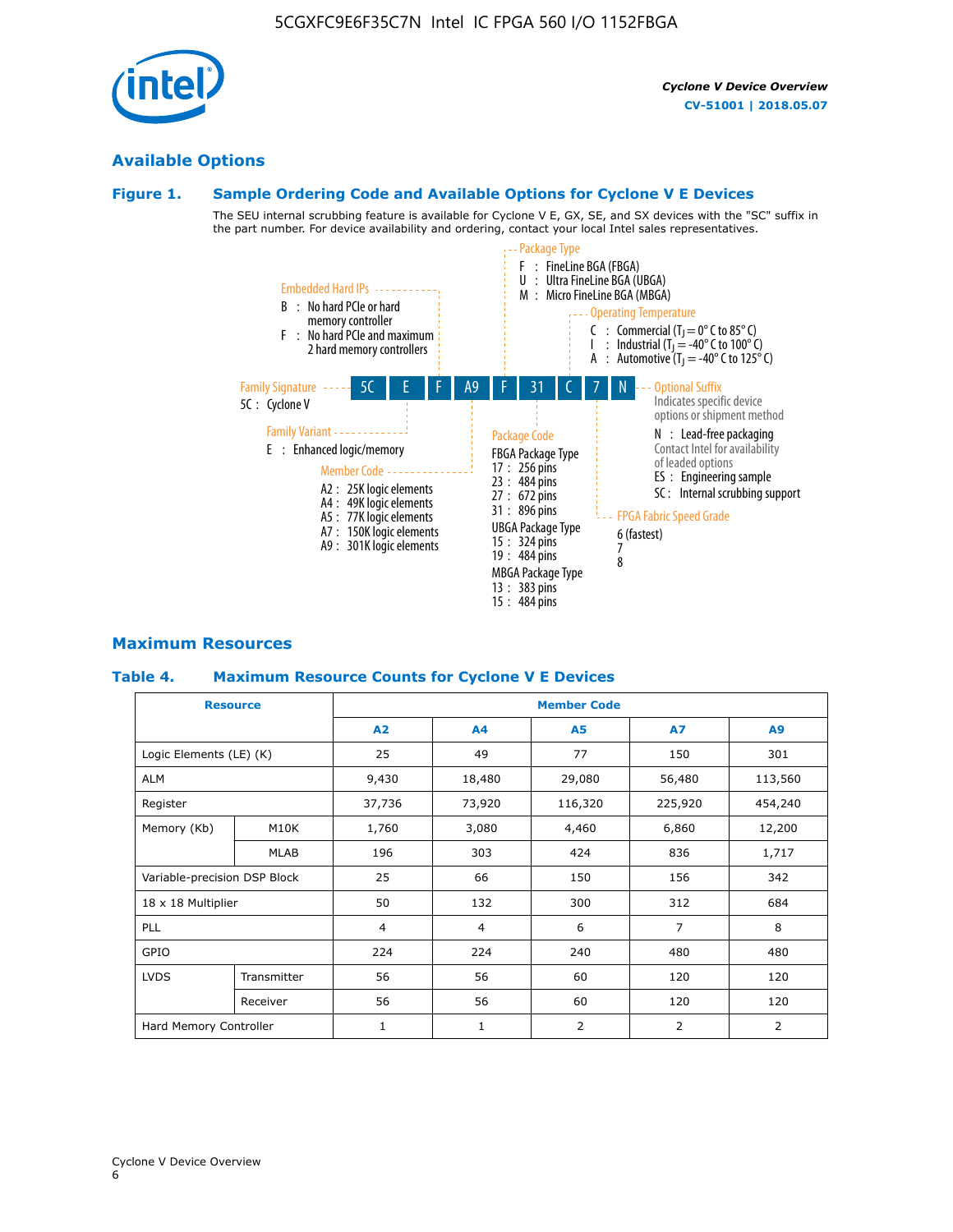## Available Options

### Figure 1. Sample Ordering Code and Available Options for Cyclone V E Devices

The SEU internal scrubbing feature is available for Cyclone V E, GX, SE, and SX devices with the "SC" suffix in the part number. For device availability and ordering, contact your local Intel sales representatives.

5C | E | F | A9 | F | 31 | C | 7 | N

**Family Signature**
- 5C : Cyclone V

**Family Variant**
- E : Enhanced logic/memory

**Embedded Hard IPs**
- B : No hard PCIe or hard memory controller
- F : No hard PCIe and maximum 2 hard memory controllers

**Member Code**
- A2 : 25K logic elements
- A4 : 49K logic elements
- A5 : 77K logic elements
- A7 : 150K logic elements
- A9 : 301K logic elements

**Package Type**
- F : FineLine BGA (FBGA)
- U : Ultra FineLine BGA (UBGA)
- M : Micro FineLine BGA (MBGA)

**Package Code**

FBGA Package Type
- 17 : 256 pins
- 23 : 484 pins
- 27 : 672 pins
- 31 : 896 pins

UBGA Package Type
- 15 : 324 pins
- 19 : 484 pins

MBGA Package Type
- 13 : 383 pins
- 15 : 484 pins

**Operating Temperature**
- C : Commercial ($T_J$ = 0° C to 85° C)
- I : Industrial ($T_J$ = -40° C to 100° C)
- A : Automotive ($T_J$ = -40° C to 125° C)

**FPGA Fabric Speed Grade**
- 6 (fastest)
- 7
- 8

**Optional Suffix**

Indicates specific device options or shipment method
- N : Lead-free packaging
  Contact Intel for availability of leaded options
- ES : Engineering sample
- SC : Internal scrubbing support

## Maximum Resources

### Table 4. Maximum Resource Counts for Cyclone V E Devices

| Resource | | Member Code | | | | |
|---|---|---|---|---|---|---|
| | | A2 | A4 | A5 | A7 | A9 |
| Logic Elements (LE) (K) | | 25 | 49 | 77 | 150 | 301 |
| ALM | | 9,430 | 18,480 | 29,080 | 56,480 | 113,560 |
| Register | | 37,736 | 73,920 | 116,320 | 225,920 | 454,240 |
| Memory (Kb) | M10K | 1,760 | 3,080 | 4,460 | 6,860 | 12,200 |
| | MLAB | 196 | 303 | 424 | 836 | 1,717 |
| Variable-precision DSP Block | | 25 | 66 | 150 | 156 | 342 |
| 18 x 18 Multiplier | | 50 | 132 | 300 | 312 | 684 |
| PLL | | 4 | 4 | 6 | 7 | 8 |
| GPIO | | 224 | 224 | 240 | 480 | 480 |
| LVDS | Transmitter | 56 | 56 | 60 | 120 | 120 |
| | Receiver | 56 | 56 | 60 | 120 | 120 |
| Hard Memory Controller | | 1 | 1 | 2 | 2 | 2 |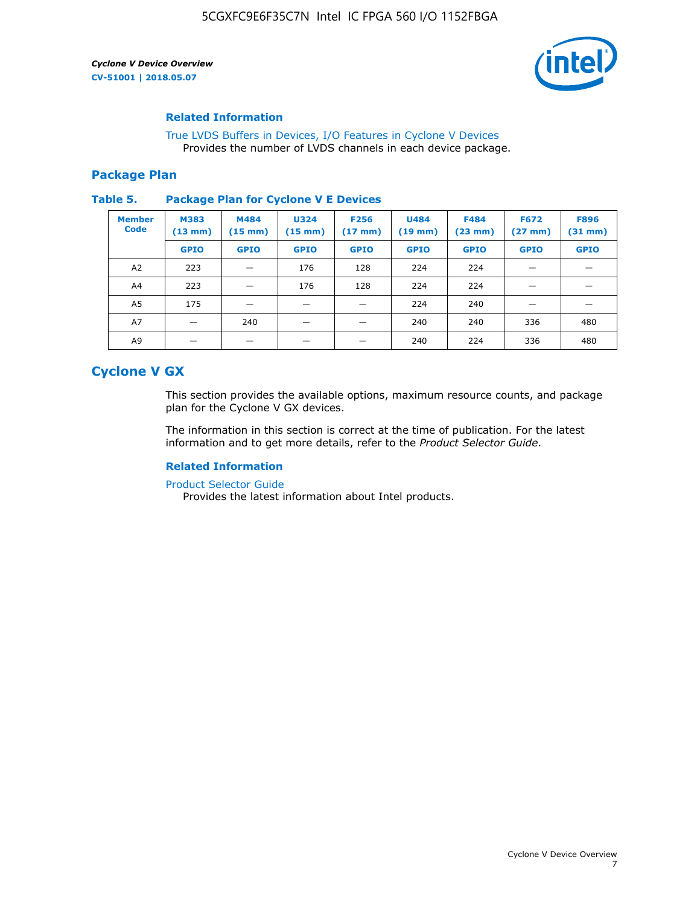### Related Information

True LVDS Buffers in Devices, I/O Features in Cyclone V Devices
Provides the number of LVDS channels in each device package.

## Package Plan

**Table 5. Package Plan for Cyclone V E Devices**

| Member Code | M383 (13 mm) | M484 (15 mm) | U324 (15 mm) | F256 (17 mm) | U484 (19 mm) | F484 (23 mm) | F672 (27 mm) | F896 (31 mm) |
|---|---|---|---|---|---|---|---|---|
| | GPIO | GPIO | GPIO | GPIO | GPIO | GPIO | GPIO | GPIO |
| A2 | 223 | — | 176 | 128 | 224 | 224 | — | — |
| A4 | 223 | — | 176 | 128 | 224 | 224 | — | — |
| A5 | 175 | — | — | — | 224 | 240 | — | — |
| A7 | — | 240 | — | — | 240 | 240 | 336 | 480 |
| A9 | — | — | — | — | 240 | 224 | 336 | 480 |

# Cyclone V GX

This section provides the available options, maximum resource counts, and package plan for the Cyclone V GX devices.

The information in this section is correct at the time of publication. For the latest information and to get more details, refer to the *Product Selector Guide*.

### Related Information

Product Selector Guide
Provides the latest information about Intel products.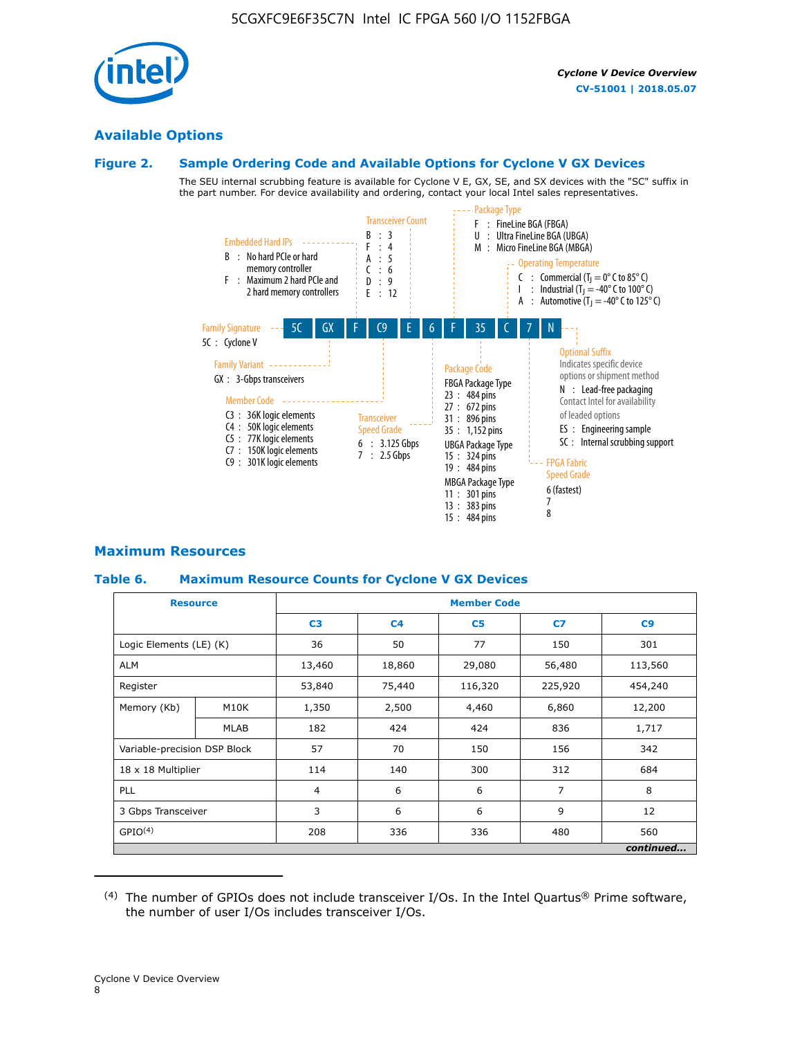## Available Options

### Figure 2. Sample Ordering Code and Available Options for Cyclone V GX Devices

The SEU internal scrubbing feature is available for Cyclone V E, GX, SE, and SX devices with the "SC" suffix in the part number. For device availability and ordering, contact your local Intel sales representatives.

Sample ordering code: 5C GX F C9 E 6 F 35 C 7 N

**Family Signature**
- 5C : Cyclone V

**Family Variant**
- GX : 3-Gbps transceivers

**Embedded Hard IPs**
- B : No hard PCIe or hard memory controller
- F : Maximum 2 hard PCIe and 2 hard memory controllers

**Member Code**
- C3 : 36K logic elements
- C4 : 50K logic elements
- C5 : 77K logic elements
- C7 : 150K logic elements
- C9 : 301K logic elements

**Transceiver Count**
- B : 3
- F : 4
- A : 5
- C : 6
- D : 9
- E : 12

**Transceiver Speed Grade**
- 6 : 3.125 Gbps
- 7 : 2.5 Gbps

**Package Type**
- F : FineLine BGA (FBGA)
- U : Ultra FineLine BGA (UBGA)
- M : Micro FineLine BGA (MBGA)

**Package Code**

FBGA Package Type
- 23 : 484 pins
- 27 : 672 pins
- 31 : 896 pins
- 35 : 1,152 pins

UBGA Package Type
- 15 : 324 pins
- 19 : 484 pins

MBGA Package Type
- 11 : 301 pins
- 13 : 383 pins
- 15 : 484 pins

**Operating Temperature**
- C : Commercial ($T_J$ = 0° C to 85° C)
- I : Industrial ($T_J$ = -40° C to 100° C)
- A : Automotive ($T_J$ = -40° C to 125° C)

**FPGA Fabric Speed Grade**
- 6 (fastest)
- 7
- 8

**Optional Suffix**

Indicates specific device options or shipment method
- N : Lead-free packaging. Contact Intel for availability of leaded options
- ES : Engineering sample
- SC : Internal scrubbing support

## Maximum Resources

### Table 6. Maximum Resource Counts for Cyclone V GX Devices

| Resource | | Member Code | | | | |
|---|---|---|---|---|---|---|
| | | C3 | C4 | C5 | C7 | C9 |
| Logic Elements (LE) (K) | | 36 | 50 | 77 | 150 | 301 |
| ALM | | 13,460 | 18,860 | 29,080 | 56,480 | 113,560 |
| Register | | 53,840 | 75,440 | 116,320 | 225,920 | 454,240 |
| Memory (Kb) | M10K | 1,350 | 2,500 | 4,460 | 6,860 | 12,200 |
| | MLAB | 182 | 424 | 424 | 836 | 1,717 |
| Variable-precision DSP Block | | 57 | 70 | 150 | 156 | 342 |
| 18 x 18 Multiplier | | 114 | 140 | 300 | 312 | 684 |
| PLL | | 4 | 6 | 6 | 7 | 8 |
| 3 Gbps Transceiver | | 3 | 6 | 6 | 9 | 12 |
| GPIO[4] | | 208 | 336 | 336 | 480 | 560 |

*continued...*

[4] The number of GPIOs does not include transceiver I/Os. In the Intel Quartus® Prime software, the number of user I/Os includes transceiver I/Os.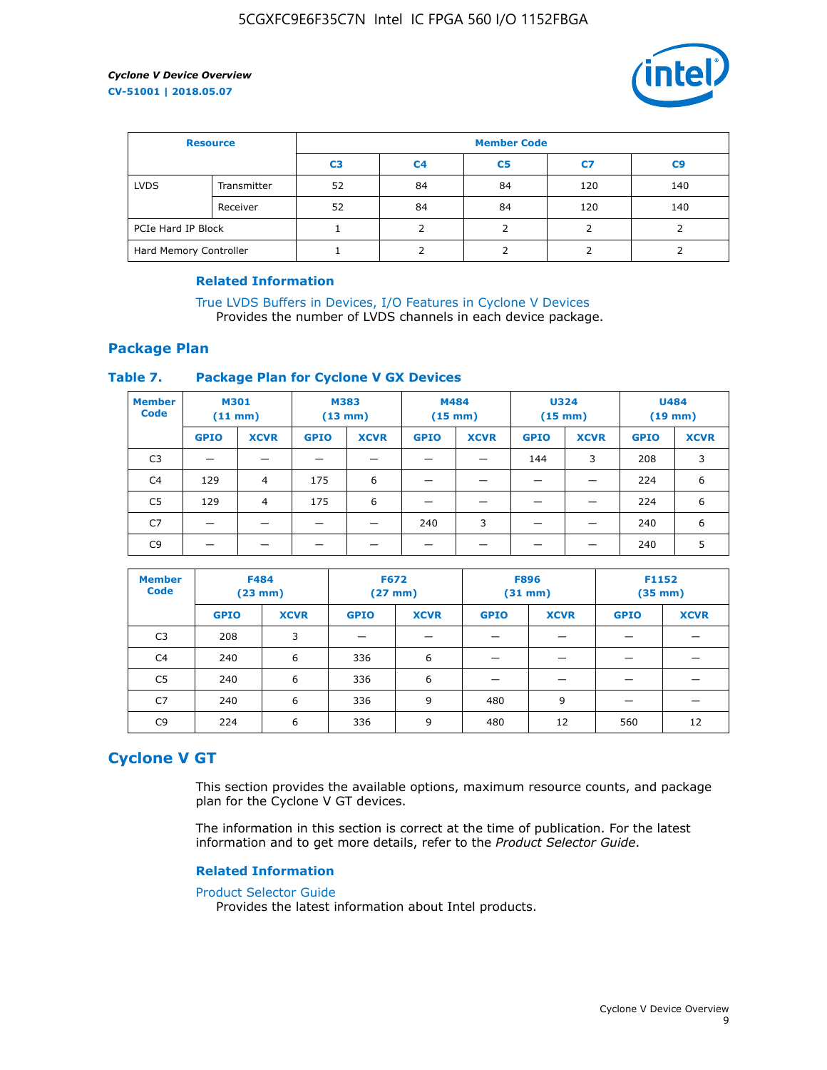| Resource | | Member Code | | | | |
|---|---|---|---|---|---|---|
| | | C3 | C4 | C5 | C7 | C9 |
| LVDS | Transmitter | 52 | 84 | 84 | 120 | 140 |
| | Receiver | 52 | 84 | 84 | 120 | 140 |
| PCIe Hard IP Block | | 1 | 2 | 2 | 2 | 2 |
| Hard Memory Controller | | 1 | 2 | 2 | 2 | 2 |

#### Related Information

True LVDS Buffers in Devices, I/O Features in Cyclone V Devices
Provides the number of LVDS channels in each device package.

## Package Plan

### Table 7. Package Plan for Cyclone V GX Devices

| Member Code | M301 (11 mm) | | M383 (13 mm) | | M484 (15 mm) | | U324 (15 mm) | | U484 (19 mm) | |
|---|---|---|---|---|---|---|---|---|---|---|
| | GPIO | XCVR | GPIO | XCVR | GPIO | XCVR | GPIO | XCVR | GPIO | XCVR |
| C3 | — | — | — | — | — | — | 144 | 3 | 208 | 3 |
| C4 | 129 | 4 | 175 | 6 | — | — | — | — | 224 | 6 |
| C5 | 129 | 4 | 175 | 6 | — | — | — | — | 224 | 6 |
| C7 | — | — | — | — | 240 | 3 | — | — | 240 | 6 |
| C9 | — | — | — | — | — | — | — | — | 240 | 5 |

| Member Code | F484 (23 mm) | | F672 (27 mm) | | F896 (31 mm) | | F1152 (35 mm) | |
|---|---|---|---|---|---|---|---|---|
| | GPIO | XCVR | GPIO | XCVR | GPIO | XCVR | GPIO | XCVR |
| C3 | 208 | 3 | — | — | — | — | — | — |
| C4 | 240 | 6 | 336 | 6 | — | — | — | — |
| C5 | 240 | 6 | 336 | 6 | — | — | — | — |
| C7 | 240 | 6 | 336 | 9 | 480 | 9 | — | — |
| C9 | 224 | 6 | 336 | 9 | 480 | 12 | 560 | 12 |

# Cyclone V GT

This section provides the available options, maximum resource counts, and package plan for the Cyclone V GT devices.

The information in this section is correct at the time of publication. For the latest information and to get more details, refer to the *Product Selector Guide*.

#### Related Information

Product Selector Guide
Provides the latest information about Intel products.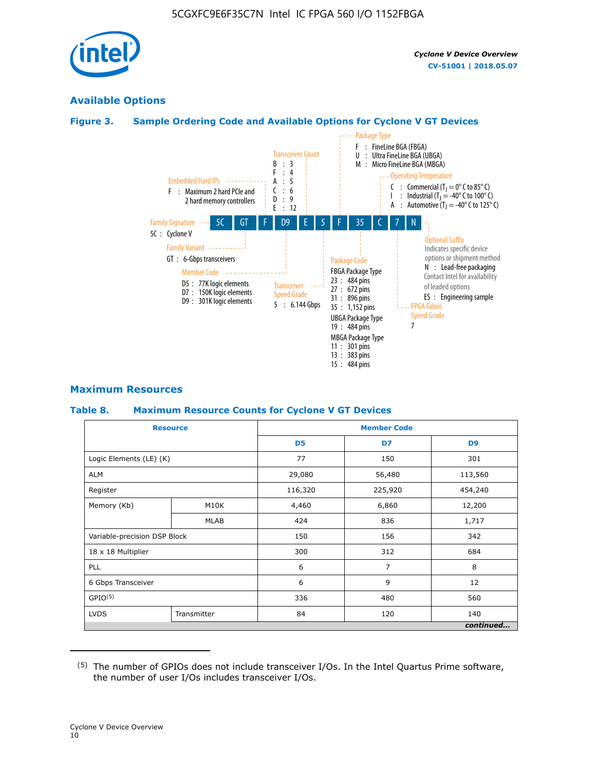## Available Options

### Figure 3. Sample Ordering Code and Available Options for Cyclone V GT Devices

5C GT F D9 E 5 F 35 C 7 N

**Family Signature**
5C : Cyclone V

**Family Variant**
GT : 6-Gbps transceivers

**Embedded Hard IPs**
F : Maximum 2 hard PCIe and 2 hard memory controllers

**Member Code**
D5 : 77K logic elements
D7 : 150K logic elements
D9 : 301K logic elements

**Transceiver Count**
B : 3
F : 4
A : 5
C : 6
D : 9
E : 12

**Transceiver Speed Grade**
5 : 6.144 Gbps

**Package Type**
F : FineLine BGA (FBGA)
U : Ultra FineLine BGA (UBGA)
M : Micro FineLine BGA (MBGA)

**Package Code**
FBGA Package Type
23 : 484 pins
27 : 672 pins
31 : 896 pins
35 : 1,152 pins
UBGA Package Type
19 : 484 pins
MBGA Package Type
11 : 301 pins
13 : 383 pins
15 : 484 pins

**Operating Temperature**
C : Commercial ($T_J$ = 0° C to 85° C)
I : Industrial ($T_J$ = -40° C to 100° C)
A : Automotive ($T_J$ = -40° C to 125° C)

**FPGA Fabric Speed Grade**
7

**Optional Suffix**
Indicates specific device options or shipment method
N : Lead-free packaging
Contact Intel for availability of leaded options
ES : Engineering sample

## Maximum Resources

### Table 8. Maximum Resource Counts for Cyclone V GT Devices

| Resource | | Member Code | | |
|---|---|---|---|---|
| | | D5 | D7 | D9 |
| Logic Elements (LE) (K) | | 77 | 150 | 301 |
| ALM | | 29,080 | 56,480 | 113,560 |
| Register | | 116,320 | 225,920 | 454,240 |
| Memory (Kb) | M10K | 4,460 | 6,860 | 12,200 |
| | MLAB | 424 | 836 | 1,717 |
| Variable-precision DSP Block | | 150 | 156 | 342 |
| 18 x 18 Multiplier | | 300 | 312 | 684 |
| PLL | | 6 | 7 | 8 |
| 6 Gbps Transceiver | | 6 | 9 | 12 |
| GPIO[5] | | 336 | 480 | 560 |
| LVDS | Transmitter | 84 | 120 | 140 |

*continued...*

(5) The number of GPIOs does not include transceiver I/Os. In the Intel Quartus Prime software, the number of user I/Os includes transceiver I/Os.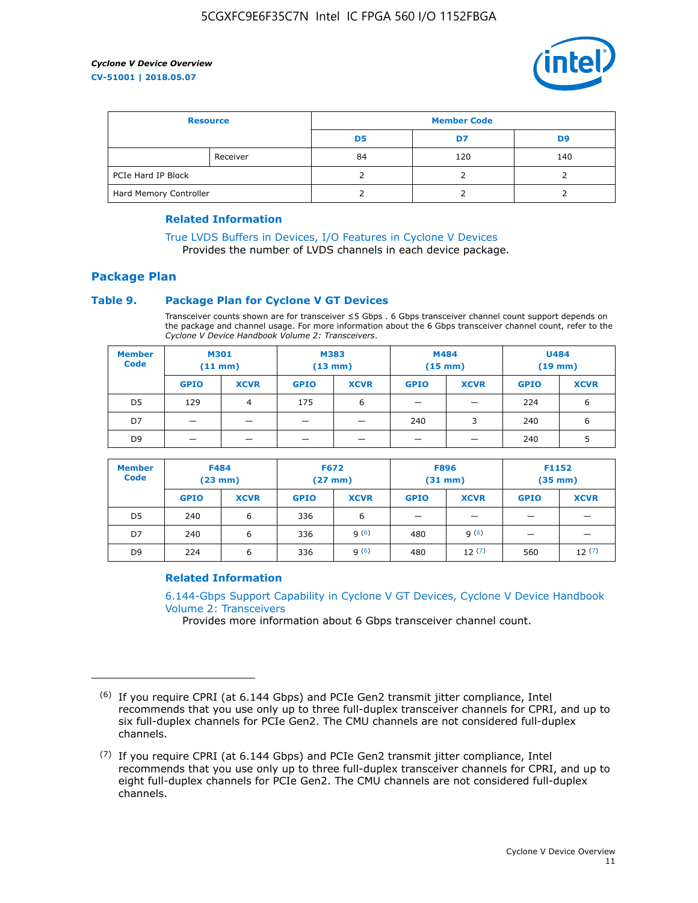| Resource | | Member Code | | |
|---|---|---|---|---|
| | | D5 | D7 | D9 |
| | Receiver | 84 | 120 | 140 |
| PCIe Hard IP Block | | 2 | 2 | 2 |
| Hard Memory Controller | | 2 | 2 | 2 |

### Related Information

True LVDS Buffers in Devices, I/O Features in Cyclone V Devices
Provides the number of LVDS channels in each device package.

## Package Plan

### Table 9. Package Plan for Cyclone V GT Devices

Transceiver counts shown are for transceiver ≤5 Gbps . 6 Gbps transceiver channel count support depends on the package and channel usage. For more information about the 6 Gbps transceiver channel count, refer to the *Cyclone V Device Handbook Volume 2: Transceivers*.

| Member Code | M301 (11 mm) | | M383 (13 mm) | | M484 (15 mm) | | U484 (19 mm) | |
|---|---|---|---|---|---|---|---|---|
| | GPIO | XCVR | GPIO | XCVR | GPIO | XCVR | GPIO | XCVR |
| D5 | 129 | 4 | 175 | 6 | — | — | 224 | 6 |
| D7 | — | — | — | — | 240 | 3 | 240 | 6 |
| D9 | — | — | — | — | — | — | 240 | 5 |

| Member Code | F484 (23 mm) | | F672 (27 mm) | | F896 (31 mm) | | F1152 (35 mm) | |
|---|---|---|---|---|---|---|---|---|
| | GPIO | XCVR | GPIO | XCVR | GPIO | XCVR | GPIO | XCVR |
| D5 | 240 | 6 | 336 | 6 | — | — | — | — |
| D7 | 240 | 6 | 336 | 9 (6) | 480 | 9 (6) | — | — |
| D9 | 224 | 6 | 336 | 9 (6) | 480 | 12 (7) | 560 | 12 (7) |

### Related Information

6.144-Gbps Support Capability in Cyclone V GT Devices, Cyclone V Device Handbook Volume 2: Transceivers
Provides more information about 6 Gbps transceiver channel count.

(6) If you require CPRI (at 6.144 Gbps) and PCIe Gen2 transmit jitter compliance, Intel recommends that you use only up to three full-duplex transceiver channels for CPRI, and up to six full-duplex channels for PCIe Gen2. The CMU channels are not considered full-duplex channels.

(7) If you require CPRI (at 6.144 Gbps) and PCIe Gen2 transmit jitter compliance, Intel recommends that you use only up to three full-duplex transceiver channels for CPRI, and up to eight full-duplex channels for PCIe Gen2. The CMU channels are not considered full-duplex channels.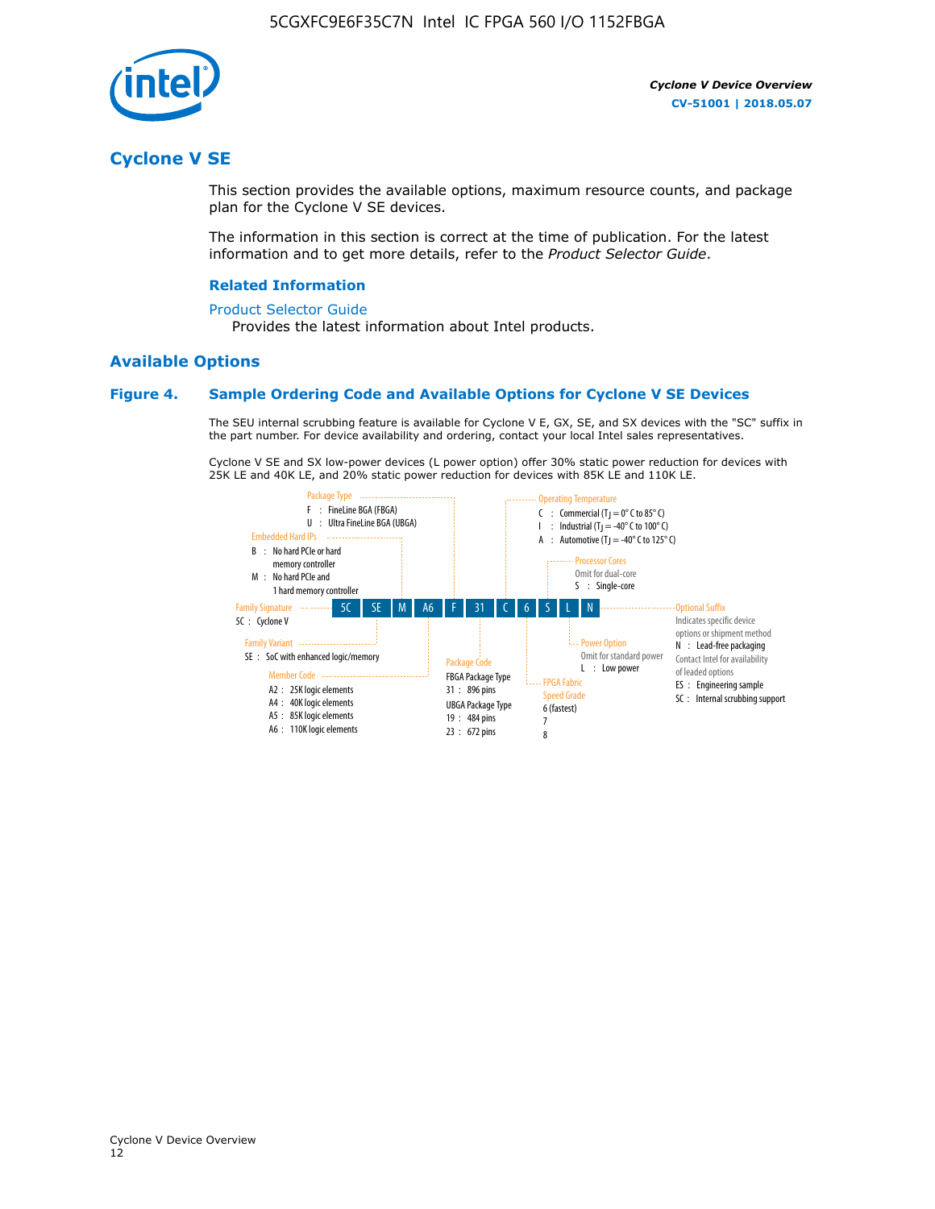## Cyclone V SE

This section provides the available options, maximum resource counts, and package plan for the Cyclone V SE devices.

The information in this section is correct at the time of publication. For the latest information and to get more details, refer to the *Product Selector Guide*.

### Related Information

Product Selector Guide
Provides the latest information about Intel products.

## Available Options

### Figure 4. Sample Ordering Code and Available Options for Cyclone V SE Devices

The SEU internal scrubbing feature is available for Cyclone V E, GX, SE, and SX devices with the "SC" suffix in the part number. For device availability and ordering, contact your local Intel sales representatives.

Cyclone V SE and SX low-power devices (L power option) offer 30% static power reduction for devices with 25K LE and 40K LE, and 20% static power reduction for devices with 85K LE and 110K LE.

Sample ordering code: 5C SE M A6 F 31 C 6 S L N

- **Family Signature**
  - 5C : Cyclone V
- **Family Variant**
  - SE : SoC with enhanced logic/memory
- **Embedded Hard IPs**
  - B : No hard PCIe or hard memory controller
  - M : No hard PCIe and 1 hard memory controller
- **Member Code**
  - A2 : 25K logic elements
  - A4 : 40K logic elements
  - A5 : 85K logic elements
  - A6 : 110K logic elements
- **Package Type**
  - F : FineLine BGA (FBGA)
  - U : Ultra FineLine BGA (UBGA)
- **Package Code**
  - FBGA Package Type
    - 31 : 896 pins
  - UBGA Package Type
    - 19 : 484 pins
    - 23 : 672 pins
- **Operating Temperature**
  - C : Commercial ($T_J$ = 0° C to 85° C)
  - I : Industrial ($T_J$ = -40° C to 100° C)
  - A : Automotive ($T_J$ = -40° C to 125° C)
- **FPGA Fabric Speed Grade**
  - 6 (fastest)
  - 7
  - 8
- **Processor Cores**
  - Omit for dual-core
  - S : Single-core
- **Power Option**
  - Omit for standard power
  - L : Low power
- **Optional Suffix**
  - Indicates specific device options or shipment method
  - N : Lead-free packaging
  - Contact Intel for availability of leaded options
  - ES : Engineering sample
  - SC : Internal scrubbing support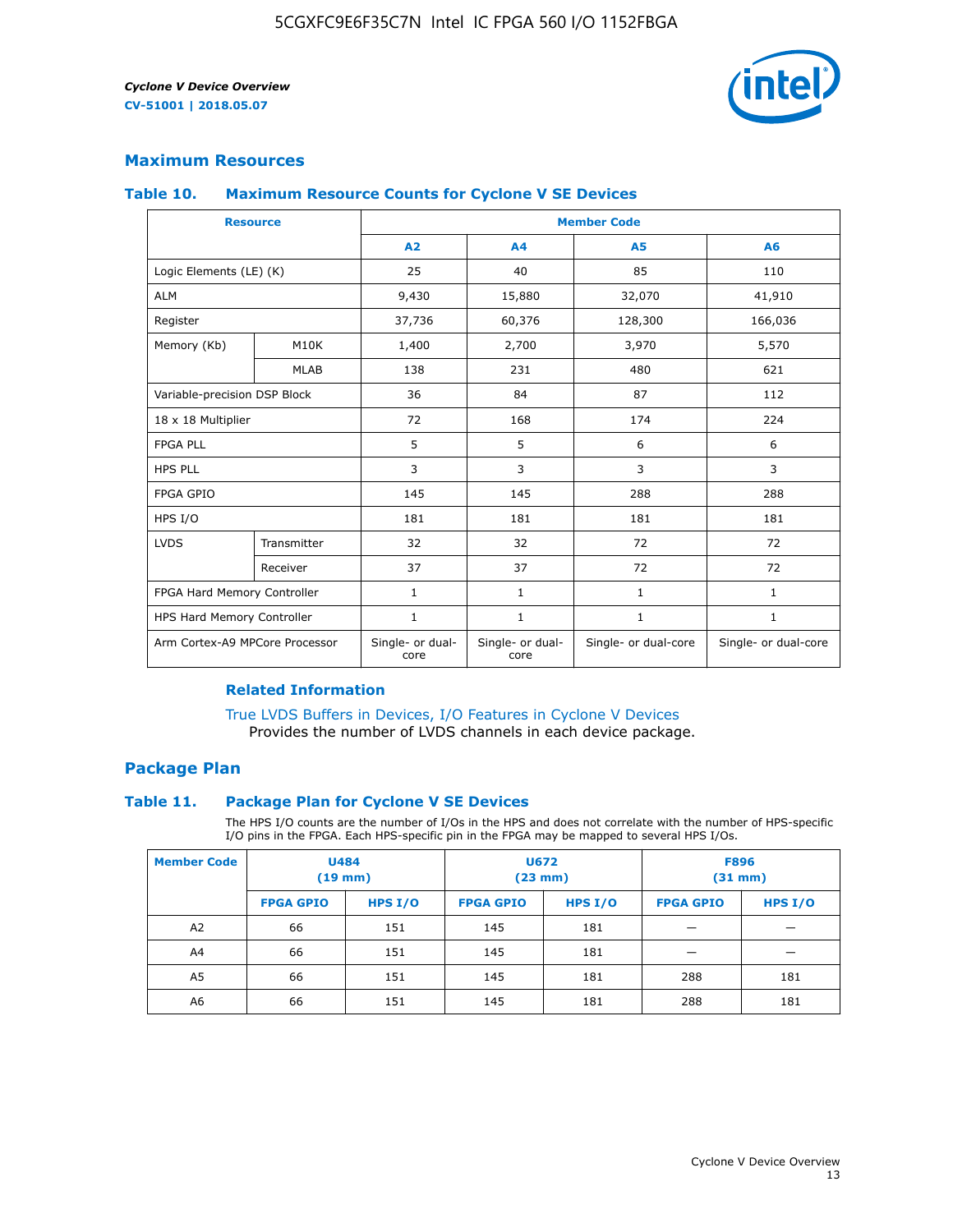## Maximum Resources

### Table 10. Maximum Resource Counts for Cyclone V SE Devices

| Resource | | Member Code | | | |
|---|---|---|---|---|---|
| | | A2 | A4 | A5 | A6 |
| Logic Elements (LE) (K) | | 25 | 40 | 85 | 110 |
| ALM | | 9,430 | 15,880 | 32,070 | 41,910 |
| Register | | 37,736 | 60,376 | 128,300 | 166,036 |
| Memory (Kb) | M10K | 1,400 | 2,700 | 3,970 | 5,570 |
| | MLAB | 138 | 231 | 480 | 621 |
| Variable-precision DSP Block | | 36 | 84 | 87 | 112 |
| 18 x 18 Multiplier | | 72 | 168 | 174 | 224 |
| FPGA PLL | | 5 | 5 | 6 | 6 |
| HPS PLL | | 3 | 3 | 3 | 3 |
| FPGA GPIO | | 145 | 145 | 288 | 288 |
| HPS I/O | | 181 | 181 | 181 | 181 |
| LVDS | Transmitter | 32 | 32 | 72 | 72 |
| | Receiver | 37 | 37 | 72 | 72 |
| FPGA Hard Memory Controller | | 1 | 1 | 1 | 1 |
| HPS Hard Memory Controller | | 1 | 1 | 1 | 1 |
| Arm Cortex-A9 MPCore Processor | | Single- or dual-core | Single- or dual-core | Single- or dual-core | Single- or dual-core |

#### Related Information

True LVDS Buffers in Devices, I/O Features in Cyclone V Devices
Provides the number of LVDS channels in each device package.

## Package Plan

### Table 11. Package Plan for Cyclone V SE Devices

The HPS I/O counts are the number of I/Os in the HPS and does not correlate with the number of HPS-specific I/O pins in the FPGA. Each HPS-specific pin in the FPGA may be mapped to several HPS I/Os.

| Member Code | U484 (19 mm) | | U672 (23 mm) | | F896 (31 mm) | |
|---|---|---|---|---|---|---|
| | FPGA GPIO | HPS I/O | FPGA GPIO | HPS I/O | FPGA GPIO | HPS I/O |
| A2 | 66 | 151 | 145 | 181 | — | — |
| A4 | 66 | 151 | 145 | 181 | — | — |
| A5 | 66 | 151 | 145 | 181 | 288 | 181 |
| A6 | 66 | 151 | 145 | 181 | 288 | 181 |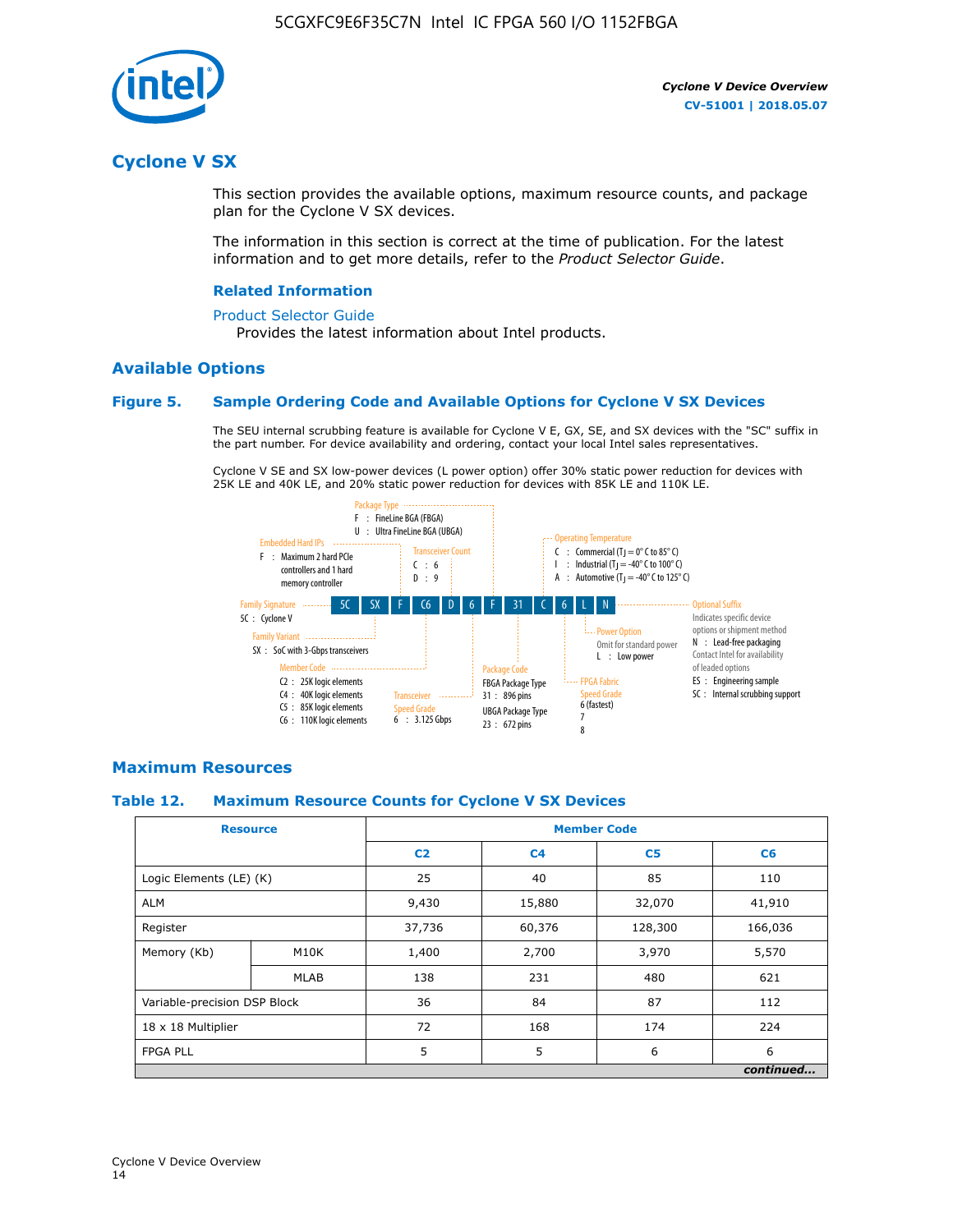## Cyclone V SX

This section provides the available options, maximum resource counts, and package plan for the Cyclone V SX devices.

The information in this section is correct at the time of publication. For the latest information and to get more details, refer to the *Product Selector Guide*.

### Related Information

Product Selector Guide

Provides the latest information about Intel products.

### Available Options

#### Figure 5. Sample Ordering Code and Available Options for Cyclone V SX Devices

The SEU internal scrubbing feature is available for Cyclone V E, GX, SE, and SX devices with the "SC" suffix in the part number. For device availability and ordering, contact your local Intel sales representatives.

Cyclone V SE and SX low-power devices (L power option) offer 30% static power reduction for devices with 25K LE and 40K LE, and 20% static power reduction for devices with 85K LE and 110K LE.

Sample ordering code: 5C SX F C6 D 6 F 31 C 6 L N

- **Family Signature**
  - 5C : Cyclone V
- **Family Variant**
  - SX : SoC with 3-Gbps transceivers
- **Embedded Hard IPs**
  - F : Maximum 2 hard PCIe controllers and 1 hard memory controller
- **Member Code**
  - C2 : 25K logic elements
  - C4 : 40K logic elements
  - C5 : 85K logic elements
  - C6 : 110K logic elements
- **Transceiver Count**
  - C : 6
  - D : 9
- **Transceiver Speed Grade**
  - 6 : 3.125 Gbps
- **Package Type**
  - F : FineLine BGA (FBGA)
  - U : Ultra FineLine BGA (UBGA)
- **Package Code**
  - FBGA Package Type
    - 31 : 896 pins
  - UBGA Package Type
    - 23 : 672 pins
- **Operating Temperature**
  - C : Commercial ($T_J$ = 0° C to 85° C)
  - I : Industrial ($T_J$ = -40° C to 100° C)
  - A : Automotive ($T_J$ = -40° C to 125° C)
- **FPGA Fabric Speed Grade**
  - 6 (fastest)
  - 7
  - 8
- **Power Option**
  - Omit for standard power
  - L : Low power
- **Optional Suffix**
  - Indicates specific device options or shipment method
  - N : Lead-free packaging. Contact Intel for availability of leaded options
  - ES : Engineering sample
  - SC : Internal scrubbing support

### Maximum Resources

#### Table 12. Maximum Resource Counts for Cyclone V SX Devices

| Resource | | Member Code | | | |
|---|---|---|---|---|---|
| | | C2 | C4 | C5 | C6 |
| Logic Elements (LE) (K) | | 25 | 40 | 85 | 110 |
| ALM | | 9,430 | 15,880 | 32,070 | 41,910 |
| Register | | 37,736 | 60,376 | 128,300 | 166,036 |
| Memory (Kb) | M10K | 1,400 | 2,700 | 3,970 | 5,570 |
| | MLAB | 138 | 231 | 480 | 621 |
| Variable-precision DSP Block | | 36 | 84 | 87 | 112 |
| 18 x 18 Multiplier | | 72 | 168 | 174 | 224 |
| FPGA PLL | | 5 | 5 | 6 | 6 |

*continued...*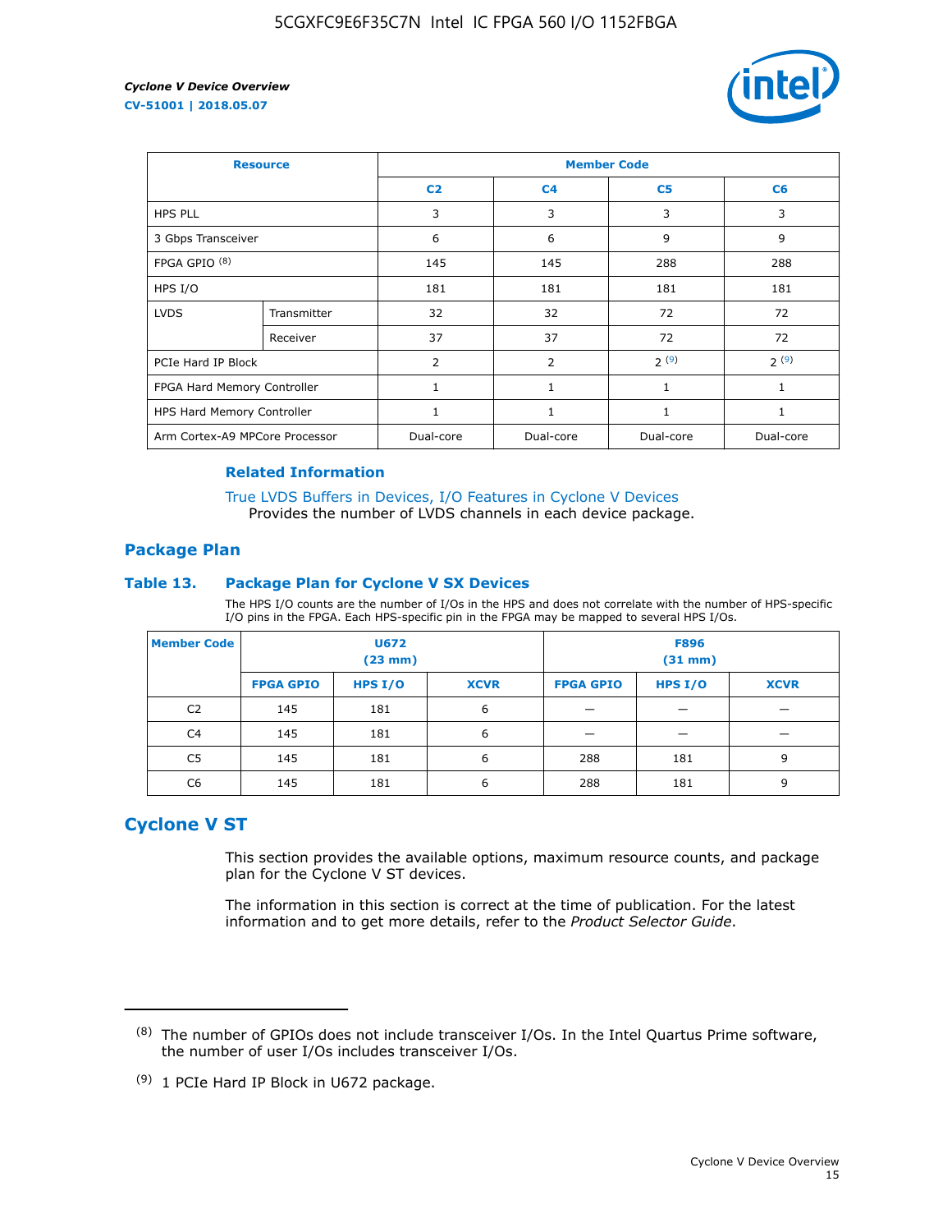| Resource | | Member Code | | | |
|---|---|---|---|---|---|
| | | C2 | C4 | C5 | C6 |
| HPS PLL | | 3 | 3 | 3 | 3 |
| 3 Gbps Transceiver | | 6 | 6 | 9 | 9 |
| FPGA GPIO [(8)] | | 145 | 145 | 288 | 288 |
| HPS I/O | | 181 | 181 | 181 | 181 |
| LVDS | Transmitter | 32 | 32 | 72 | 72 |
| | Receiver | 37 | 37 | 72 | 72 |
| PCIe Hard IP Block | | 2 | 2 | 2 [(9)] | 2 [(9)] |
| FPGA Hard Memory Controller | | 1 | 1 | 1 | 1 |
| HPS Hard Memory Controller | | 1 | 1 | 1 | 1 |
| Arm Cortex-A9 MPCore Processor | | Dual-core | Dual-core | Dual-core | Dual-core |

### Related Information

True LVDS Buffers in Devices, I/O Features in Cyclone V Devices
Provides the number of LVDS channels in each device package.

## Package Plan

### Table 13. Package Plan for Cyclone V SX Devices

The HPS I/O counts are the number of I/Os in the HPS and does not correlate with the number of HPS-specific I/O pins in the FPGA. Each HPS-specific pin in the FPGA may be mapped to several HPS I/Os.

| Member Code | U672 (23 mm) | | | F896 (31 mm) | | |
|---|---|---|---|---|---|---|
| | FPGA GPIO | HPS I/O | XCVR | FPGA GPIO | HPS I/O | XCVR |
| C2 | 145 | 181 | 6 | — | — | — |
| C4 | 145 | 181 | 6 | — | — | — |
| C5 | 145 | 181 | 6 | 288 | 181 | 9 |
| C6 | 145 | 181 | 6 | 288 | 181 | 9 |

## Cyclone V ST

This section provides the available options, maximum resource counts, and package plan for the Cyclone V ST devices.

The information in this section is correct at the time of publication. For the latest information and to get more details, refer to the *Product Selector Guide*.

---

(8) The number of GPIOs does not include transceiver I/Os. In the Intel Quartus Prime software, the number of user I/Os includes transceiver I/Os.

(9) 1 PCIe Hard IP Block in U672 package.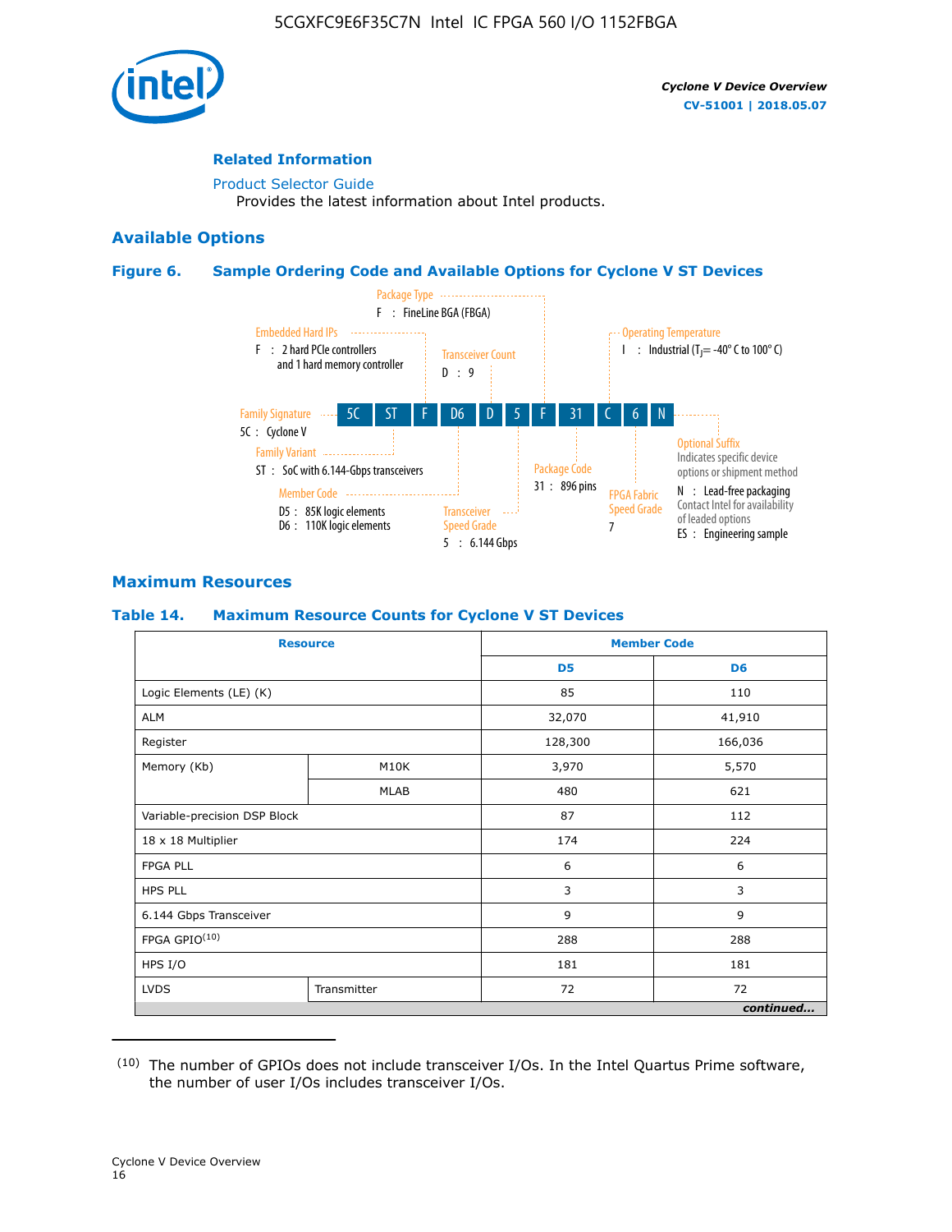## Related Information

Product Selector Guide
Provides the latest information about Intel products.

## Available Options

### Figure 6. Sample Ordering Code and Available Options for Cyclone V ST Devices

5C ST F D6 D 5 F 31 C 6 N

- Family Signature — 5C : Cyclone V
- Family Variant — ST : SoC with 6.144-Gbps transceivers
- Embedded Hard IPs — F : 2 hard PCIe controllers and 1 hard memory controller
- Member Code — D5 : 85K logic elements; D6 : 110K logic elements
- Transceiver Count — D : 9
- Transceiver Speed Grade — 5 : 6.144 Gbps
- Package Type — F : FineLine BGA (FBGA)
- Package Code — 31 : 896 pins
- Operating Temperature — I : Industrial ($T_J$ = -40° C to 100° C)
- FPGA Fabric Speed Grade — 7
- Optional Suffix — Indicates specific device options or shipment method; N : Lead-free packaging. Contact Intel for availability of leaded options; ES : Engineering sample

## Maximum Resources

### Table 14. Maximum Resource Counts for Cyclone V ST Devices

| Resource | | Member Code | |
|---|---|---|---|
| | | D5 | D6 |
| Logic Elements (LE) (K) | | 85 | 110 |
| ALM | | 32,070 | 41,910 |
| Register | | 128,300 | 166,036 |
| Memory (Kb) | M10K | 3,970 | 5,570 |
| | MLAB | 480 | 621 |
| Variable-precision DSP Block | | 87 | 112 |
| 18 x 18 Multiplier | | 174 | 224 |
| FPGA PLL | | 6 | 6 |
| HPS PLL | | 3 | 3 |
| 6.144 Gbps Transceiver | | 9 | 9 |
| FPGA GPIO[10] | | 288 | 288 |
| HPS I/O | | 181 | 181 |
| LVDS | Transmitter | 72 | 72 |

*continued...*

(10) The number of GPIOs does not include transceiver I/Os. In the Intel Quartus Prime software, the number of user I/Os includes transceiver I/Os.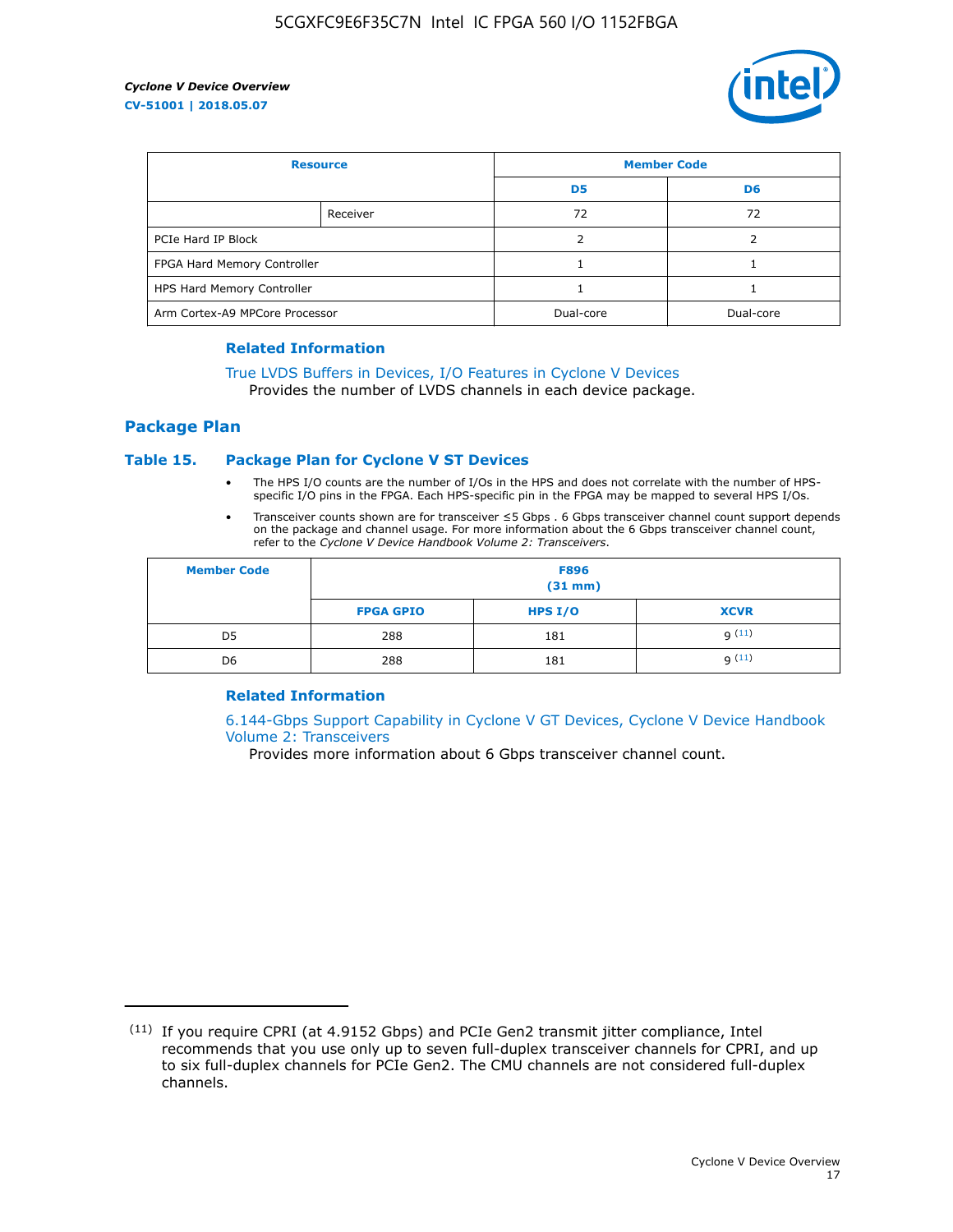| Resource | | Member Code | |
|---|---|---|---|
| | | D5 | D6 |
| | Receiver | 72 | 72 |
| PCIe Hard IP Block | | 2 | 2 |
| FPGA Hard Memory Controller | | 1 | 1 |
| HPS Hard Memory Controller | | 1 | 1 |
| Arm Cortex-A9 MPCore Processor | | Dual-core | Dual-core |

### Related Information

True LVDS Buffers in Devices, I/O Features in Cyclone V Devices
Provides the number of LVDS channels in each device package.

## Package Plan

### Table 15. Package Plan for Cyclone V ST Devices

- The HPS I/O counts are the number of I/Os in the HPS and does not correlate with the number of HPS-specific I/O pins in the FPGA. Each HPS-specific pin in the FPGA may be mapped to several HPS I/Os.
- Transceiver counts shown are for transceiver ≤5 Gbps . 6 Gbps transceiver channel count support depends on the package and channel usage. For more information about the 6 Gbps transceiver channel count, refer to the *Cyclone V Device Handbook Volume 2: Transceivers*.

| Member Code | F896 (31 mm) | | |
|---|---|---|---|
| | FPGA GPIO | HPS I/O | XCVR |
| D5 | 288 | 181 | 9 [11] |
| D6 | 288 | 181 | 9 [11] |

### Related Information

6.144-Gbps Support Capability in Cyclone V GT Devices, Cyclone V Device Handbook Volume 2: Transceivers
Provides more information about 6 Gbps transceiver channel count.

[11] If you require CPRI (at 4.9152 Gbps) and PCIe Gen2 transmit jitter compliance, Intel recommends that you use only up to seven full-duplex transceiver channels for CPRI, and up to six full-duplex channels for PCIe Gen2. The CMU channels are not considered full-duplex channels.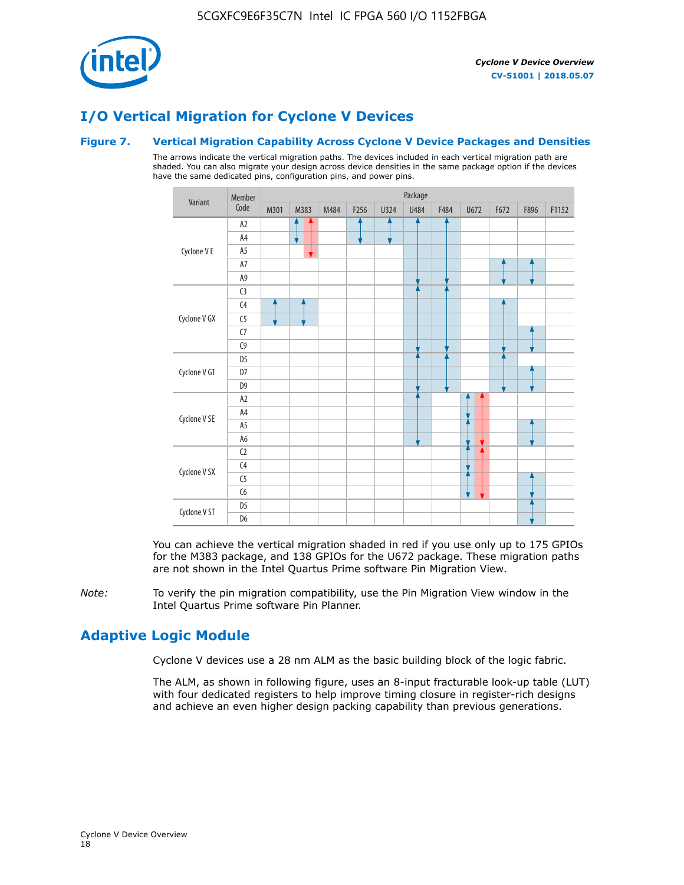# I/O Vertical Migration for Cyclone V Devices

**Figure 7. Vertical Migration Capability Across Cyclone V Device Packages and Densities**

The arrows indicate the vertical migration paths. The devices included in each vertical migration path are shaded. You can also migrate your design across device densities in the same package option if the devices have the same dedicated pins, configuration pins, and power pins.

| Variant | Member Code | M301 | M383 | M484 | F256 | U324 | U484 | F484 | U672 | F672 | F896 | F1152 |
|---|---|---|---|---|---|---|---|---|---|---|---|---|
| Cyclone V E | A2 | | | | | | | | | | | |
| | A4 | | | | | | | | | | | |
| | A5 | | | | | | | | | | | |
| | A7 | | | | | | | | | | | |
| | A9 | | | | | | | | | | | |
| Cyclone V GX | C3 | | | | | | | | | | | |
| | C4 | | | | | | | | | | | |
| | C5 | | | | | | | | | | | |
| | C7 | | | | | | | | | | | |
| | C9 | | | | | | | | | | | |
| Cyclone V GT | D5 | | | | | | | | | | | |
| | D7 | | | | | | | | | | | |
| | D9 | | | | | | | | | | | |
| Cyclone V SE | A2 | | | | | | | | | | | |
| | A4 | | | | | | | | | | | |
| | A5 | | | | | | | | | | | |
| | A6 | | | | | | | | | | | |
| Cyclone V SX | C2 | | | | | | | | | | | |
| | C4 | | | | | | | | | | | |
| | C5 | | | | | | | | | | | |
| | C6 | | | | | | | | | | | |
| Cyclone V ST | D5 | | | | | | | | | | | |
| | D6 | | | | | | | | | | | |

You can achieve the vertical migration shaded in red if you use only up to 175 GPIOs for the M383 package, and 138 GPIOs for the U672 package. These migration paths are not shown in the Intel Quartus Prime software Pin Migration View.

*Note:* To verify the pin migration compatibility, use the Pin Migration View window in the Intel Quartus Prime software Pin Planner.

# Adaptive Logic Module

Cyclone V devices use a 28 nm ALM as the basic building block of the logic fabric.

The ALM, as shown in following figure, uses an 8-input fracturable look-up table (LUT) with four dedicated registers to help improve timing closure in register-rich designs and achieve an even higher design packing capability than previous generations.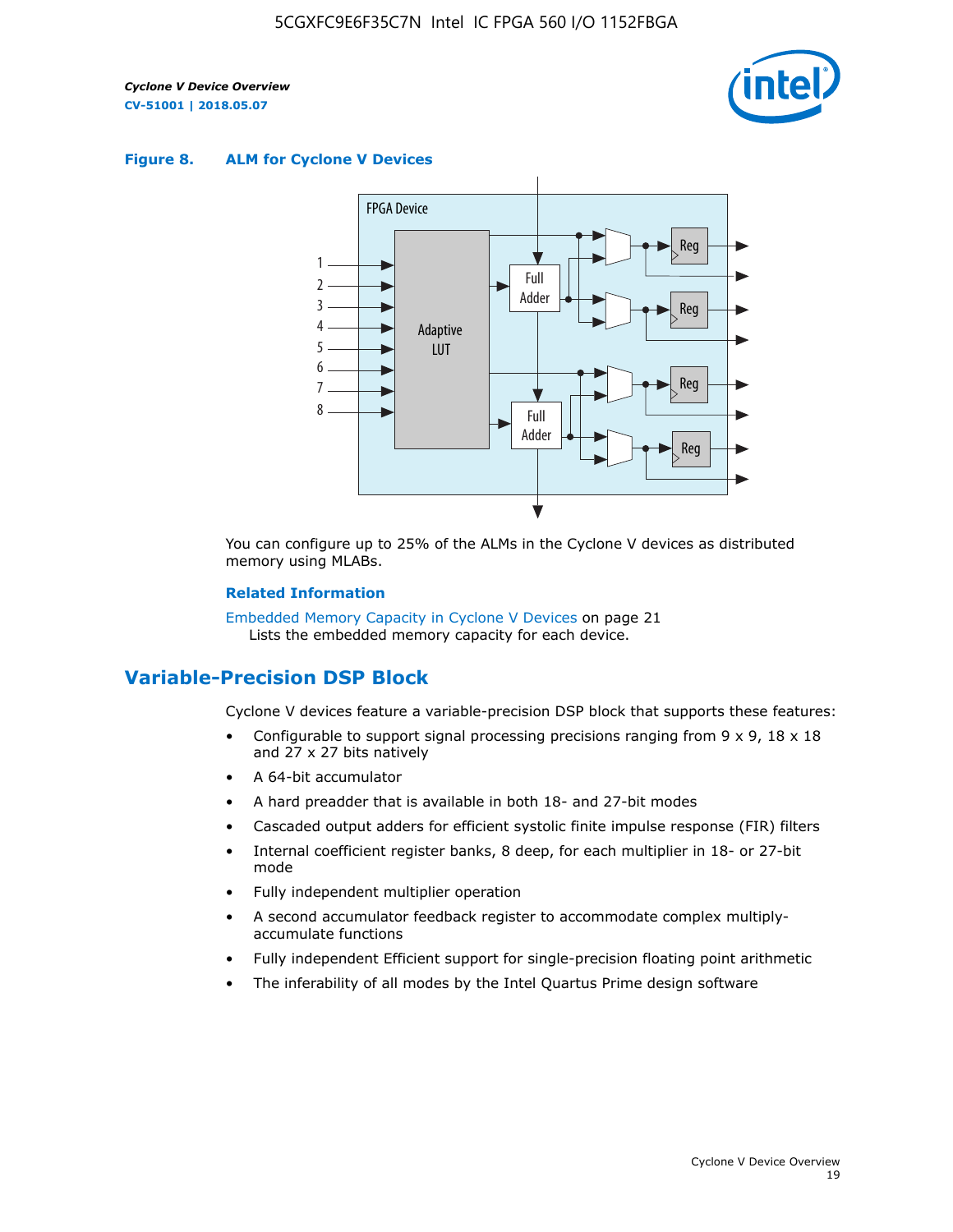**Figure 8. ALM for Cylone V Devices**

You can configure up to 25% of the ALMs in the Cyclone V devices as distributed memory using MLABs.

**Related Information**

Embedded Memory Capacity in Cyclone V Devices on page 21
Lists the embedded memory capacity for each device.

## Variable-Precision DSP Block

Cyclone V devices feature a variable-precision DSP block that supports these features:

- Configurable to support signal processing precisions ranging from 9 x 9, 18 x 18 and 27 x 27 bits natively
- A 64-bit accumulator
- A hard preadder that is available in both 18- and 27-bit modes
- Cascaded output adders for efficient systolic finite impulse response (FIR) filters
- Internal coefficient register banks, 8 deep, for each multiplier in 18- or 27-bit mode
- Fully independent multiplier operation
- A second accumulator feedback register to accommodate complex multiply-accumulate functions
- Fully independent Efficient support for single-precision floating point arithmetic
- The inferability of all modes by the Intel Quartus Prime design software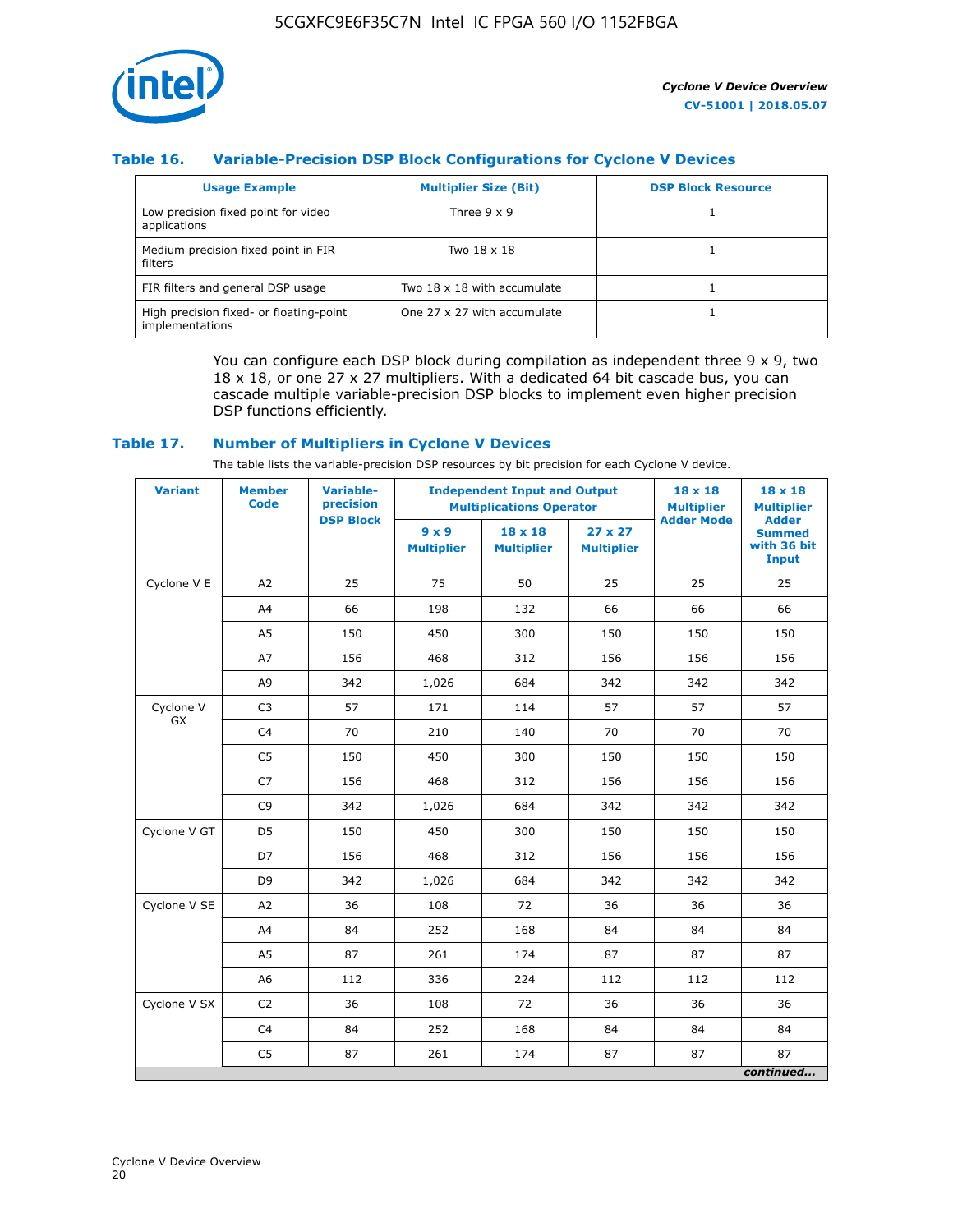### Table 16. Variable-Precision DSP Block Configurations for Cyclone V Devices

| Usage Example | Multiplier Size (Bit) | DSP Block Resource |
| --- | --- | --- |
| Low precision fixed point for video applications | Three 9 x 9 | 1 |
| Medium precision fixed point in FIR filters | Two 18 x 18 | 1 |
| FIR filters and general DSP usage | Two 18 x 18 with accumulate | 1 |
| High precision fixed- or floating-point implementations | One 27 x 27 with accumulate | 1 |

You can configure each DSP block during compilation as independent three 9 x 9, two 18 x 18, or one 27 x 27 multipliers. With a dedicated 64 bit cascade bus, you can cascade multiple variable-precision DSP blocks to implement even higher precision DSP functions efficiently.

### Table 17. Number of Multipliers in Cyclone V Devices

The table lists the variable-precision DSP resources by bit precision for each Cyclone V device.

| Variant | Member Code | Variable-precision DSP Block | Independent Input and Output Multiplications Operator | | | 18 x 18 Multiplier Adder Mode | 18 x 18 Multiplier Adder Summed with 36 bit Input |
| --- | --- | --- | --- | --- | --- | --- | --- |
| | | | 9 x 9 Multiplier | 18 x 18 Multiplier | 27 x 27 Multiplier | | |
| Cyclone V E | A2 | 25 | 75 | 50 | 25 | 25 | 25 |
| | A4 | 66 | 198 | 132 | 66 | 66 | 66 |
| | A5 | 150 | 450 | 300 | 150 | 150 | 150 |
| | A7 | 156 | 468 | 312 | 156 | 156 | 156 |
| | A9 | 342 | 1,026 | 684 | 342 | 342 | 342 |
| Cyclone V GX | C3 | 57 | 171 | 114 | 57 | 57 | 57 |
| | C4 | 70 | 210 | 140 | 70 | 70 | 70 |
| | C5 | 150 | 450 | 300 | 150 | 150 | 150 |
| | C7 | 156 | 468 | 312 | 156 | 156 | 156 |
| | C9 | 342 | 1,026 | 684 | 342 | 342 | 342 |
| Cyclone V GT | D5 | 150 | 450 | 300 | 150 | 150 | 150 |
| | D7 | 156 | 468 | 312 | 156 | 156 | 156 |
| | D9 | 342 | 1,026 | 684 | 342 | 342 | 342 |
| Cyclone V SE | A2 | 36 | 108 | 72 | 36 | 36 | 36 |
| | A4 | 84 | 252 | 168 | 84 | 84 | 84 |
| | A5 | 87 | 261 | 174 | 87 | 87 | 87 |
| | A6 | 112 | 336 | 224 | 112 | 112 | 112 |
| Cyclone V SX | C2 | 36 | 108 | 72 | 36 | 36 | 36 |
| | C4 | 84 | 252 | 168 | 84 | 84 | 84 |
| | C5 | 87 | 261 | 174 | 87 | 87 | 87 |

*continued...*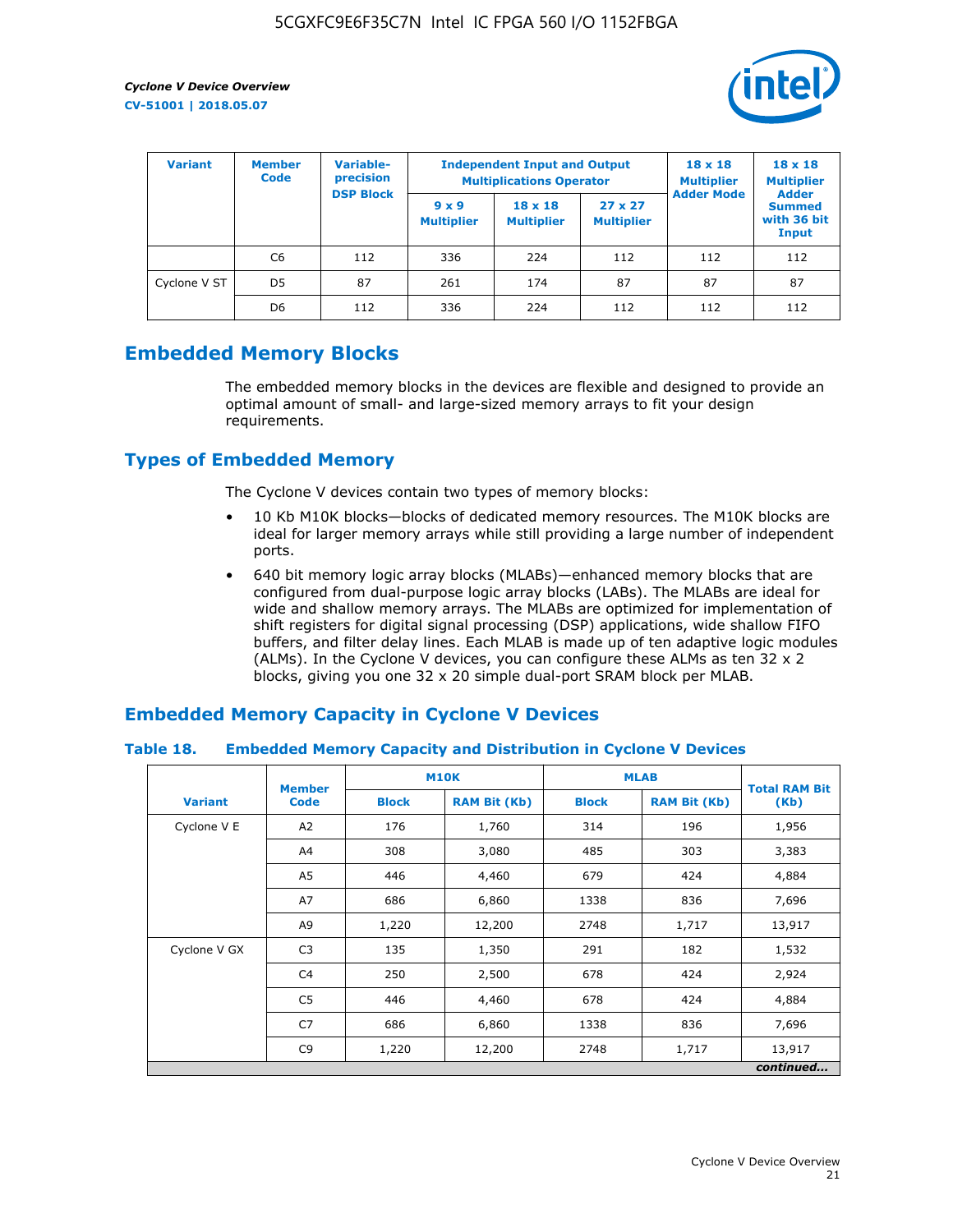| Variant | Member Code | Variable-precision DSP Block | Independent Input and Output Multiplications Operator | | | 18 x 18 Multiplier Adder Mode | 18 x 18 Multiplier Adder Summed with 36 bit Input |
|---|---|---|---|---|---|---|---|
| | | | 9 x 9 Multiplier | 18 x 18 Multiplier | 27 x 27 Multiplier | | |
| | C6 | 112 | 336 | 224 | 112 | 112 | 112 |
| Cyclone V ST | D5 | 87 | 261 | 174 | 87 | 87 | 87 |
| | D6 | 112 | 336 | 224 | 112 | 112 | 112 |

## Embedded Memory Blocks

The embedded memory blocks in the devices are flexible and designed to provide an optimal amount of small- and large-sized memory arrays to fit your design requirements.

## Types of Embedded Memory

The Cyclone V devices contain two types of memory blocks:

- 10 Kb M10K blocks—blocks of dedicated memory resources. The M10K blocks are ideal for larger memory arrays while still providing a large number of independent ports.
- 640 bit memory logic array blocks (MLABs)—enhanced memory blocks that are configured from dual-purpose logic array blocks (LABs). The MLABs are ideal for wide and shallow memory arrays. The MLABs are optimized for implementation of shift registers for digital signal processing (DSP) applications, wide shallow FIFO buffers, and filter delay lines. Each MLAB is made up of ten adaptive logic modules (ALMs). In the Cyclone V devices, you can configure these ALMs as ten 32 x 2 blocks, giving you one 32 x 20 simple dual-port SRAM block per MLAB.

## Embedded Memory Capacity in Cyclone V Devices

### Table 18. Embedded Memory Capacity and Distribution in Cyclone V Devices

| Variant | Member Code | M10K | | MLAB | | Total RAM Bit (Kb) |
|---|---|---|---|---|---|---|
| | | Block | RAM Bit (Kb) | Block | RAM Bit (Kb) | |
| Cyclone V E | A2 | 176 | 1,760 | 314 | 196 | 1,956 |
| | A4 | 308 | 3,080 | 485 | 303 | 3,383 |
| | A5 | 446 | 4,460 | 679 | 424 | 4,884 |
| | A7 | 686 | 6,860 | 1338 | 836 | 7,696 |
| | A9 | 1,220 | 12,200 | 2748 | 1,717 | 13,917 |
| Cyclone V GX | C3 | 135 | 1,350 | 291 | 182 | 1,532 |
| | C4 | 250 | 2,500 | 678 | 424 | 2,924 |
| | C5 | 446 | 4,460 | 678 | 424 | 4,884 |
| | C7 | 686 | 6,860 | 1338 | 836 | 7,696 |
| | C9 | 1,220 | 12,200 | 2748 | 1,717 | 13,917 |

*continued...*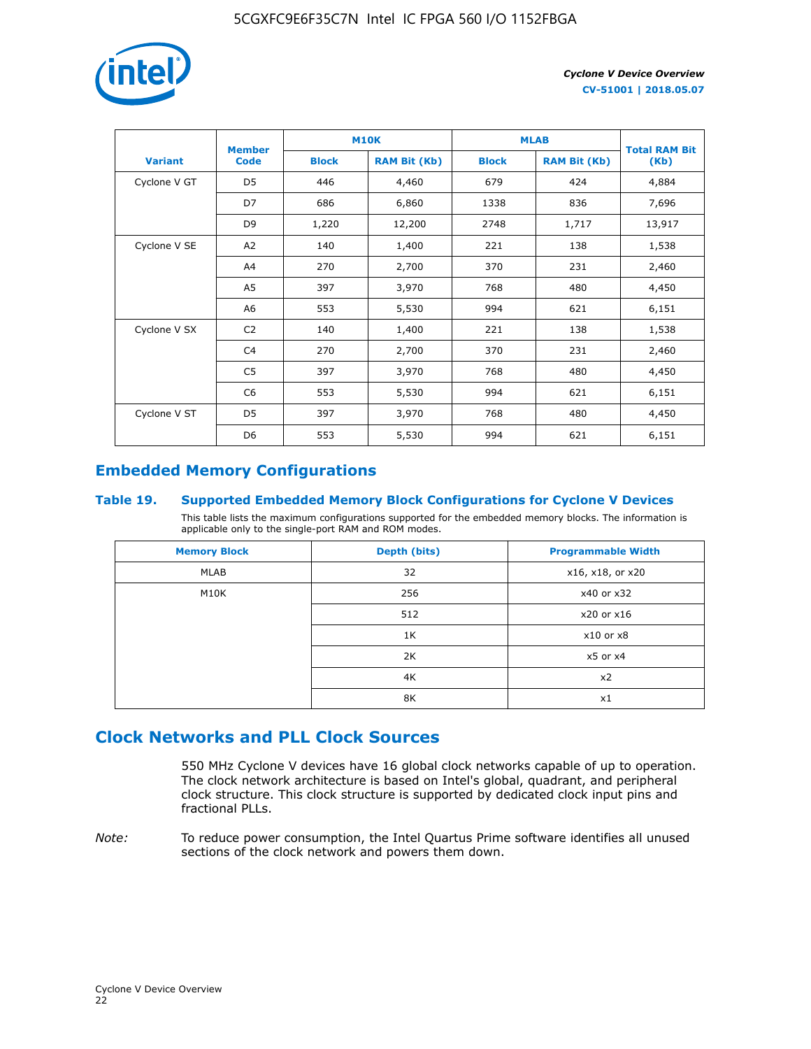| Variant | Member Code | M10K | | MLAB | | Total RAM Bit (Kb) |
|---|---|---|---|---|---|---|
| | | Block | RAM Bit (Kb) | Block | RAM Bit (Kb) | |
| Cyclone V GT | D5 | 446 | 4,460 | 679 | 424 | 4,884 |
| | D7 | 686 | 6,860 | 1338 | 836 | 7,696 |
| | D9 | 1,220 | 12,200 | 2748 | 1,717 | 13,917 |
| Cyclone V SE | A2 | 140 | 1,400 | 221 | 138 | 1,538 |
| | A4 | 270 | 2,700 | 370 | 231 | 2,460 |
| | A5 | 397 | 3,970 | 768 | 480 | 4,450 |
| | A6 | 553 | 5,530 | 994 | 621 | 6,151 |
| Cyclone V SX | C2 | 140 | 1,400 | 221 | 138 | 1,538 |
| | C4 | 270 | 2,700 | 370 | 231 | 2,460 |
| | C5 | 397 | 3,970 | 768 | 480 | 4,450 |
| | C6 | 553 | 5,530 | 994 | 621 | 6,151 |
| Cyclone V ST | D5 | 397 | 3,970 | 768 | 480 | 4,450 |
| | D6 | 553 | 5,530 | 994 | 621 | 6,151 |

## Embedded Memory Configurations

### Table 19. Supported Embedded Memory Block Configurations for Cyclone V Devices

This table lists the maximum configurations supported for the embedded memory blocks. The information is applicable only to the single-port RAM and ROM modes.

| Memory Block | Depth (bits) | Programmable Width |
|---|---|---|
| MLAB | 32 | x16, x18, or x20 |
| M10K | 256 | x40 or x32 |
| | 512 | x20 or x16 |
| | 1K | x10 or x8 |
| | 2K | x5 or x4 |
| | 4K | x2 |
| | 8K | x1 |

## Clock Networks and PLL Clock Sources

550 MHz Cyclone V devices have 16 global clock networks capable of up to operation. The clock network architecture is based on Intel's global, quadrant, and peripheral clock structure. This clock structure is supported by dedicated clock input pins and fractional PLLs.

*Note:* To reduce power consumption, the Intel Quartus Prime software identifies all unused sections of the clock network and powers them down.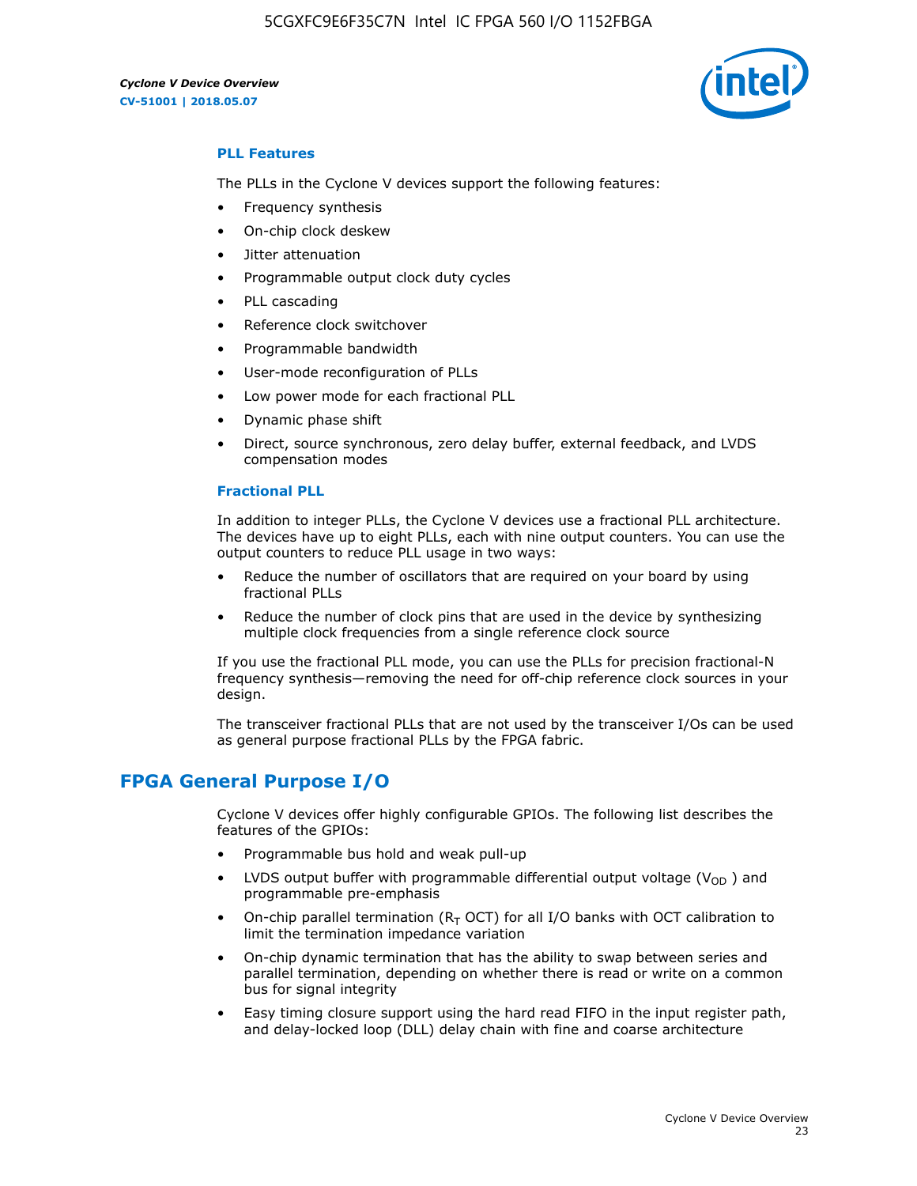### PLL Features

The PLLs in the Cyclone V devices support the following features:

- Frequency synthesis
- On-chip clock deskew
- Jitter attenuation
- Programmable output clock duty cycles
- PLL cascading
- Reference clock switchover
- Programmable bandwidth
- User-mode reconfiguration of PLLs
- Low power mode for each fractional PLL
- Dynamic phase shift
- Direct, source synchronous, zero delay buffer, external feedback, and LVDS compensation modes

### Fractional PLL

In addition to integer PLLs, the Cyclone V devices use a fractional PLL architecture. The devices have up to eight PLLs, each with nine output counters. You can use the output counters to reduce PLL usage in two ways:

- Reduce the number of oscillators that are required on your board by using fractional PLLs
- Reduce the number of clock pins that are used in the device by synthesizing multiple clock frequencies from a single reference clock source

If you use the fractional PLL mode, you can use the PLLs for precision fractional-N frequency synthesis—removing the need for off-chip reference clock sources in your design.

The transceiver fractional PLLs that are not used by the transceiver I/Os can be used as general purpose fractional PLLs by the FPGA fabric.

## FPGA General Purpose I/O

Cyclone V devices offer highly configurable GPIOs. The following list describes the features of the GPIOs:

- Programmable bus hold and weak pull-up
- LVDS output buffer with programmable differential output voltage ($V_{OD}$) and programmable pre-emphasis
- On-chip parallel termination ($R_T$ OCT) for all I/O banks with OCT calibration to limit the termination impedance variation
- On-chip dynamic termination that has the ability to swap between series and parallel termination, depending on whether there is read or write on a common bus for signal integrity
- Easy timing closure support using the hard read FIFO in the input register path, and delay-locked loop (DLL) delay chain with fine and coarse architecture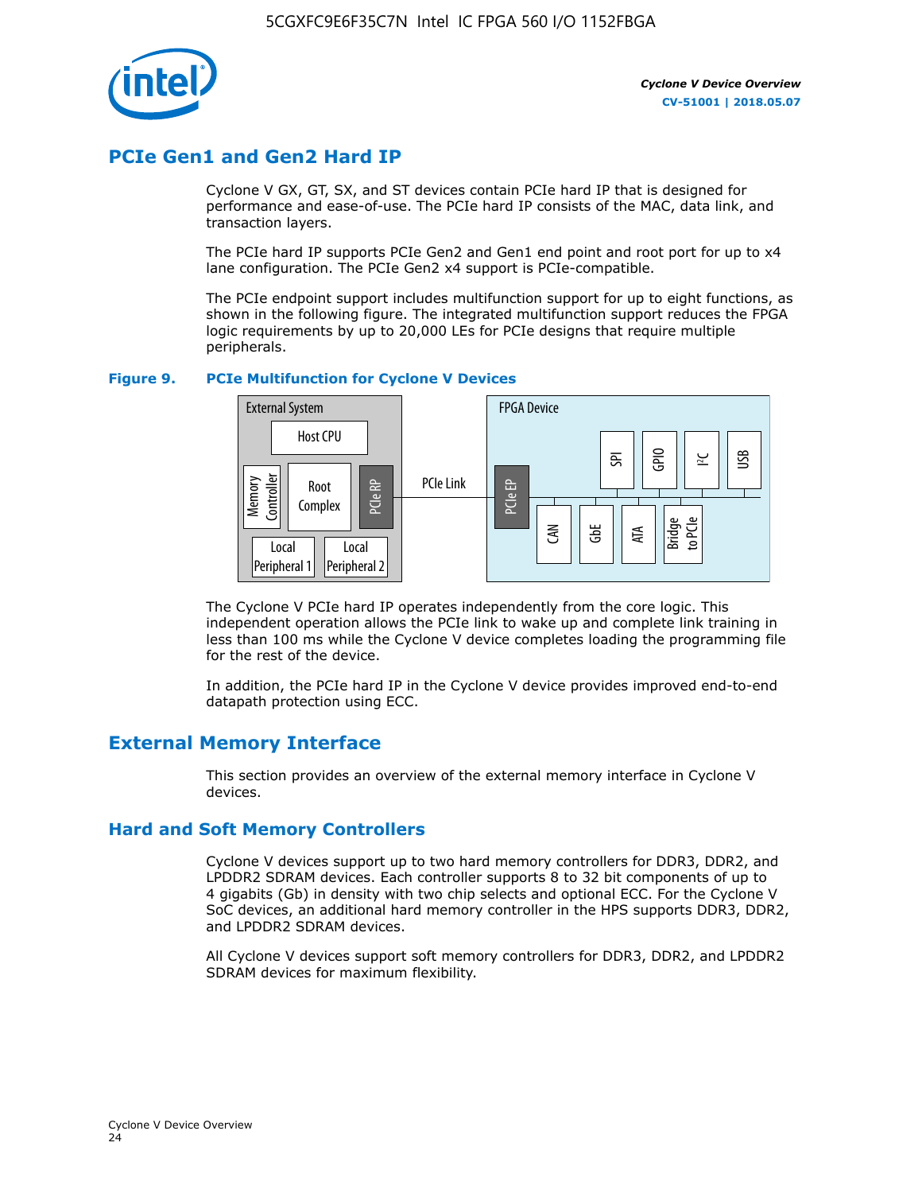## PCIe Gen1 and Gen2 Hard IP

Cyclone V GX, GT, SX, and ST devices contain PCIe hard IP that is designed for performance and ease-of-use. The PCIe hard IP consists of the MAC, data link, and transaction layers.

The PCIe hard IP supports PCIe Gen2 and Gen1 end point and root port for up to x4 lane configuration. The PCIe Gen2 x4 support is PCIe-compatible.

The PCIe endpoint support includes multifunction support for up to eight functions, as shown in the following figure. The integrated multifunction support reduces the FPGA logic requirements by up to 20,000 LEs for PCIe designs that require multiple peripherals.

**Figure 9. PCIe Multifunction for Cyclone V Devices**

The Cyclone V PCIe hard IP operates independently from the core logic. This independent operation allows the PCIe link to wake up and complete link training in less than 100 ms while the Cyclone V device completes loading the programming file for the rest of the device.

In addition, the PCIe hard IP in the Cyclone V device provides improved end-to-end datapath protection using ECC.

## External Memory Interface

This section provides an overview of the external memory interface in Cyclone V devices.

### Hard and Soft Memory Controllers

Cyclone V devices support up to two hard memory controllers for DDR3, DDR2, and LPDDR2 SDRAM devices. Each controller supports 8 to 32 bit components of up to 4 gigabits (Gb) in density with two chip selects and optional ECC. For the Cyclone V SoC devices, an additional hard memory controller in the HPS supports DDR3, DDR2, and LPDDR2 SDRAM devices.

All Cyclone V devices support soft memory controllers for DDR3, DDR2, and LPDDR2 SDRAM devices for maximum flexibility.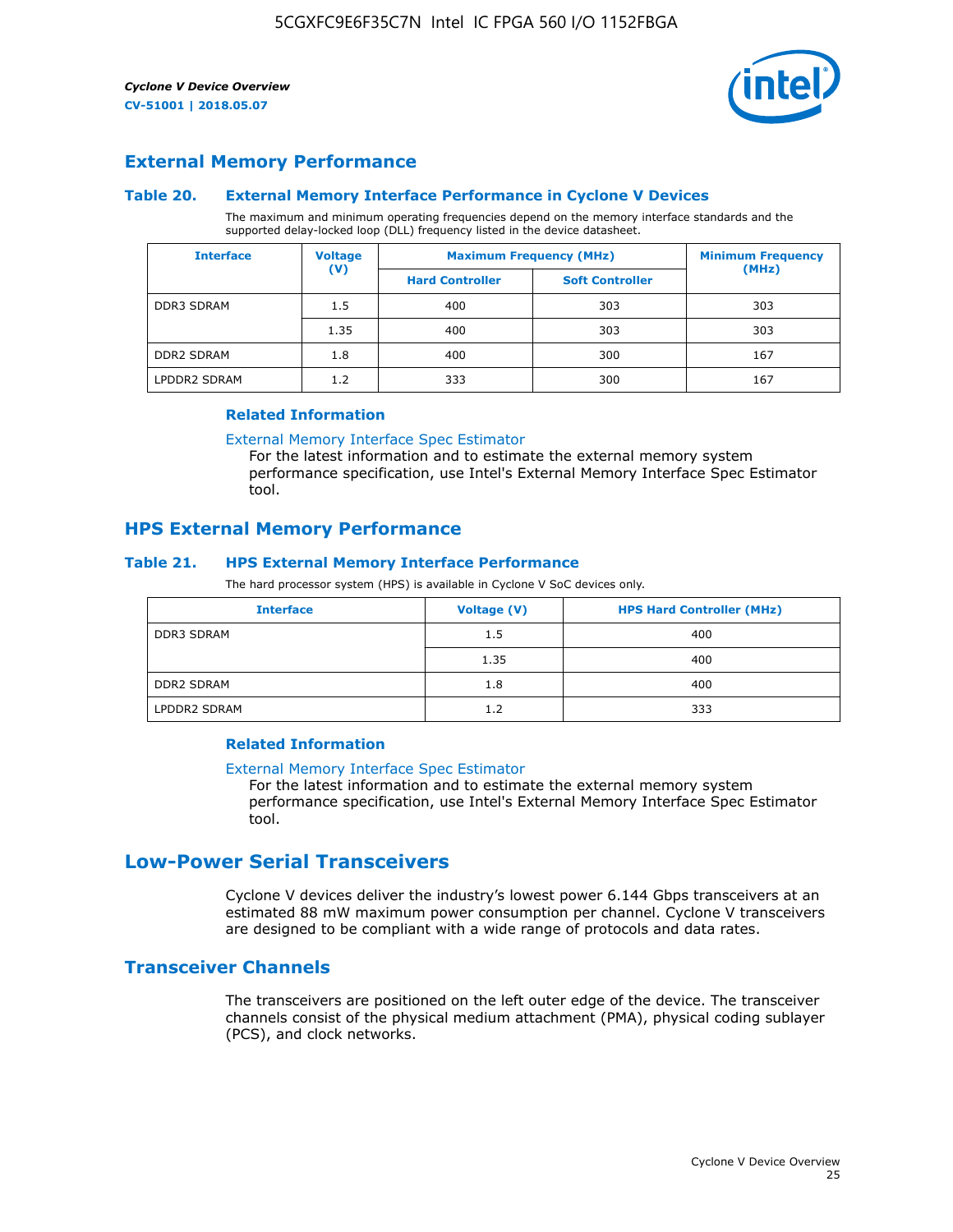## External Memory Performance

### Table 20. External Memory Interface Performance in Cyclone V Devices

The maximum and minimum operating frequencies depend on the memory interface standards and the supported delay-locked loop (DLL) frequency listed in the device datasheet.

| Interface | Voltage (V) | Maximum Frequency (MHz) | | Minimum Frequency (MHz) |
|---|---|---|---|---|
| | | Hard Controller | Soft Controller | |
| DDR3 SDRAM | 1.5 | 400 | 303 | 303 |
| | 1.35 | 400 | 303 | 303 |
| DDR2 SDRAM | 1.8 | 400 | 300 | 167 |
| LPDDR2 SDRAM | 1.2 | 333 | 300 | 167 |

#### Related Information

External Memory Interface Spec Estimator
For the latest information and to estimate the external memory system performance specification, use Intel's External Memory Interface Spec Estimator tool.

## HPS External Memory Performance

### Table 21. HPS External Memory Interface Performance

The hard processor system (HPS) is available in Cyclone V SoC devices only.

| Interface | Voltage (V) | HPS Hard Controller (MHz) |
|---|---|---|
| DDR3 SDRAM | 1.5 | 400 |
| | 1.35 | 400 |
| DDR2 SDRAM | 1.8 | 400 |
| LPDDR2 SDRAM | 1.2 | 333 |

#### Related Information

External Memory Interface Spec Estimator
For the latest information and to estimate the external memory system performance specification, use Intel's External Memory Interface Spec Estimator tool.

# Low-Power Serial Transceivers

Cyclone V devices deliver the industry's lowest power 6.144 Gbps transceivers at an estimated 88 mW maximum power consumption per channel. Cyclone V transceivers are designed to be compliant with a wide range of protocols and data rates.

## Transceiver Channels

The transceivers are positioned on the left outer edge of the device. The transceiver channels consist of the physical medium attachment (PMA), physical coding sublayer (PCS), and clock networks.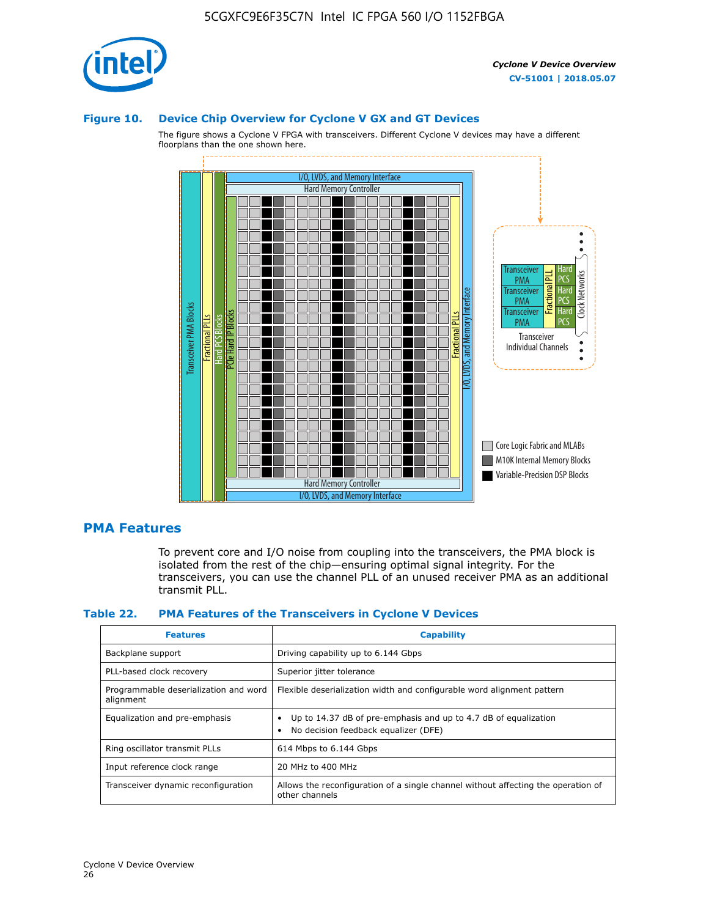### Figure 10. Device Chip Overview for Cyclone V GX and GT Devices

The figure shows a Cyclone V FPGA with transceivers. Different Cyclone V devices may have a different floorplans than the one shown here.

## PMA Features

To prevent core and I/O noise from coupling into the transceivers, the PMA block is isolated from the rest of the chip—ensuring optimal signal integrity. For the transceivers, you can use the channel PLL of an unused receiver PMA as an additional transmit PLL.

### Table 22. PMA Features of the Transceivers in Cyclone V Devices

| Features | Capability |
|---|---|
| Backplane support | Driving capability up to 6.144 Gbps |
| PLL-based clock recovery | Superior jitter tolerance |
| Programmable deserialization and word alignment | Flexible deserialization width and configurable word alignment pattern |
| Equalization and pre-emphasis | • Up to 14.37 dB of pre-emphasis and up to 4.7 dB of equalization<br>• No decision feedback equalizer (DFE) |
| Ring oscillator transmit PLLs | 614 Mbps to 6.144 Gbps |
| Input reference clock range | 20 MHz to 400 MHz |
| Transceiver dynamic reconfiguration | Allows the reconfiguration of a single channel without affecting the operation of other channels |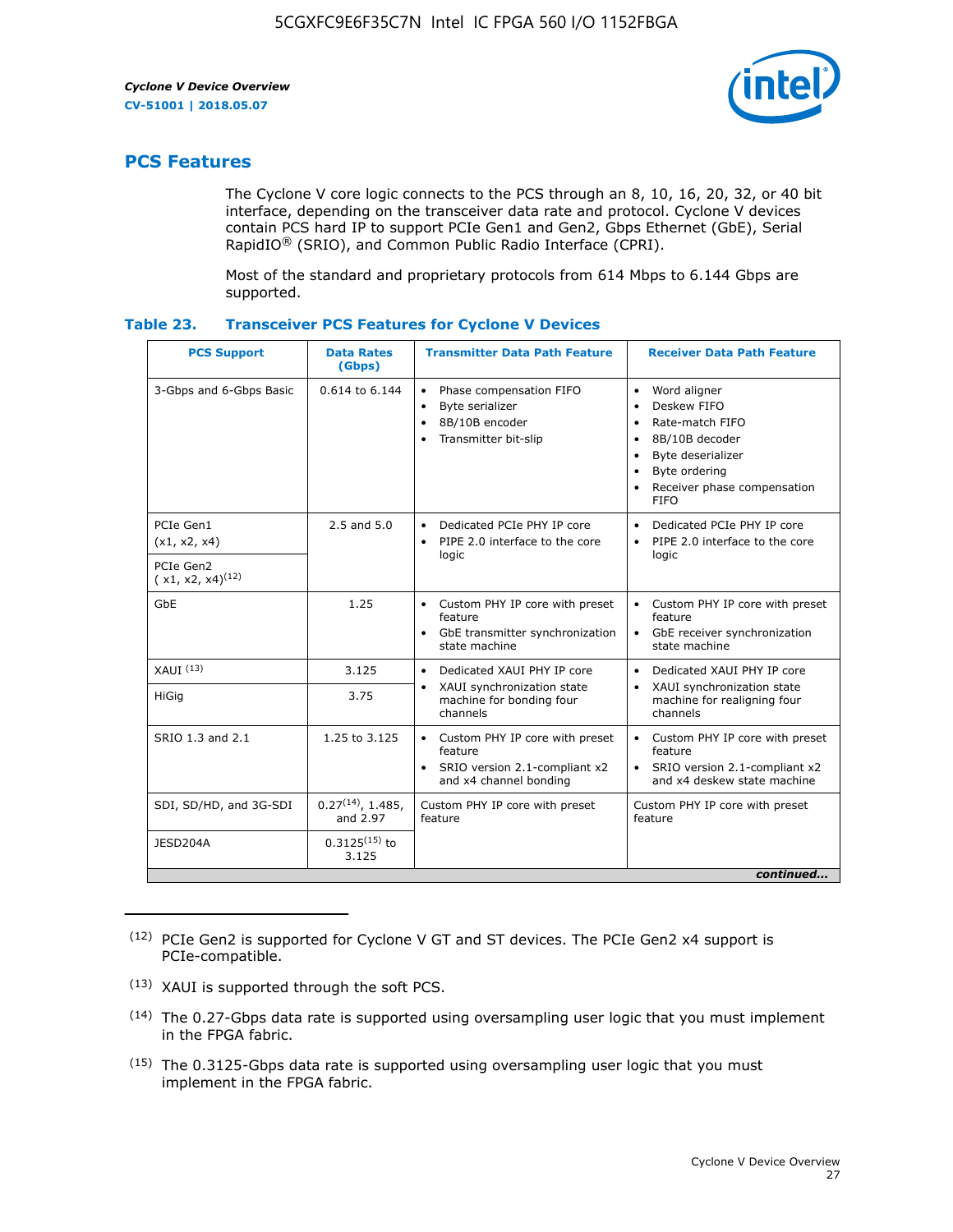## PCS Features

The Cyclone V core logic connects to the PCS through an 8, 10, 16, 20, 32, or 40 bit interface, depending on the transceiver data rate and protocol. Cyclone V devices contain PCS hard IP to support PCIe Gen1 and Gen2, Gbps Ethernet (GbE), Serial RapidIO® (SRIO), and Common Public Radio Interface (CPRI).

Most of the standard and proprietary protocols from 614 Mbps to 6.144 Gbps are supported.

**Table 23. Transceiver PCS Features for Cyclone V Devices**

| PCS Support | Data Rates (Gbps) | Transmitter Data Path Feature | Receiver Data Path Feature |
|---|---|---|---|
| 3-Gbps and 6-Gbps Basic | 0.614 to 6.144 | • Phase compensation FIFO<br>• Byte serializer<br>• 8B/10B encoder<br>• Transmitter bit-slip | • Word aligner<br>• Deskew FIFO<br>• Rate-match FIFO<br>• 8B/10B decoder<br>• Byte deserializer<br>• Byte ordering<br>• Receiver phase compensation FIFO |
| PCIe Gen1 (x1, x2, x4) | 2.5 and 5.0 | • Dedicated PCIe PHY IP core<br>• PIPE 2.0 interface to the core logic | • Dedicated PCIe PHY IP core<br>• PIPE 2.0 interface to the core logic |
| PCIe Gen2 ( x1, x2, x4)[12] | | | |
| GbE | 1.25 | • Custom PHY IP core with preset feature<br>• GbE transmitter synchronization state machine | • Custom PHY IP core with preset feature<br>• GbE receiver synchronization state machine |
| XAUI [13] | 3.125 | • Dedicated XAUI PHY IP core<br>• XAUI synchronization state machine for bonding four channels | • Dedicated XAUI PHY IP core<br>• XAUI synchronization state machine for realigning four channels |
| HiGig | 3.75 | | |
| SRIO 1.3 and 2.1 | 1.25 to 3.125 | • Custom PHY IP core with preset feature<br>• SRIO version 2.1-compliant x2 and x4 channel bonding | • Custom PHY IP core with preset feature<br>• SRIO version 2.1-compliant x2 and x4 deskew state machine |
| SDI, SD/HD, and 3G-SDI | 0.27[14], 1.485, and 2.97 | Custom PHY IP core with preset feature | Custom PHY IP core with preset feature |
| JESD204A | 0.3125[15] to 3.125 | | |

*continued...*

(12) PCIe Gen2 is supported for Cyclone V GT and ST devices. The PCIe Gen2 x4 support is PCIe-compatible.

(13) XAUI is supported through the soft PCS.

(14) The 0.27-Gbps data rate is supported using oversampling user logic that you must implement in the FPGA fabric.

(15) The 0.3125-Gbps data rate is supported using oversampling user logic that you must implement in the FPGA fabric.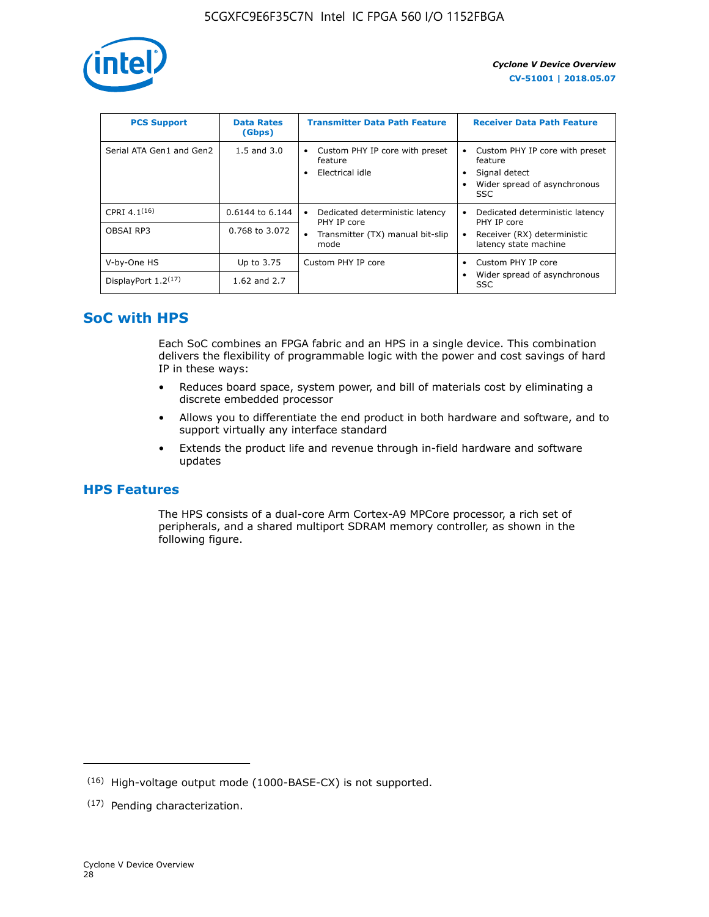| PCS Support | Data Rates (Gbps) | Transmitter Data Path Feature | Receiver Data Path Feature |
| --- | --- | --- | --- |
| Serial ATA Gen1 and Gen2 | 1.5 and 3.0 | • Custom PHY IP core with preset feature<br>• Electrical idle | • Custom PHY IP core with preset feature<br>• Signal detect<br>• Wider spread of asynchronous SSC |
| CPRI 4.1[16] | 0.6144 to 6.144 | • Dedicated deterministic latency PHY IP core<br>• Transmitter (TX) manual bit-slip mode | • Dedicated deterministic latency PHY IP core<br>• Receiver (RX) deterministic latency state machine |
| OBSAI RP3 | 0.768 to 3.072 | | |
| V-by-One HS | Up to 3.75 | Custom PHY IP core | • Custom PHY IP core<br>• Wider spread of asynchronous SSC |
| DisplayPort 1.2[17] | 1.62 and 2.7 | | |

## SoC with HPS

Each SoC combines an FPGA fabric and an HPS in a single device. This combination delivers the flexibility of programmable logic with the power and cost savings of hard IP in these ways:

- Reduces board space, system power, and bill of materials cost by eliminating a discrete embedded processor
- Allows you to differentiate the end product in both hardware and software, and to support virtually any interface standard
- Extends the product life and revenue through in-field hardware and software updates

## HPS Features

The HPS consists of a dual-core Arm Cortex-A9 MPCore processor, a rich set of peripherals, and a shared multiport SDRAM memory controller, as shown in the following figure.

---

(16) High-voltage output mode (1000-BASE-CX) is not supported.

(17) Pending characterization.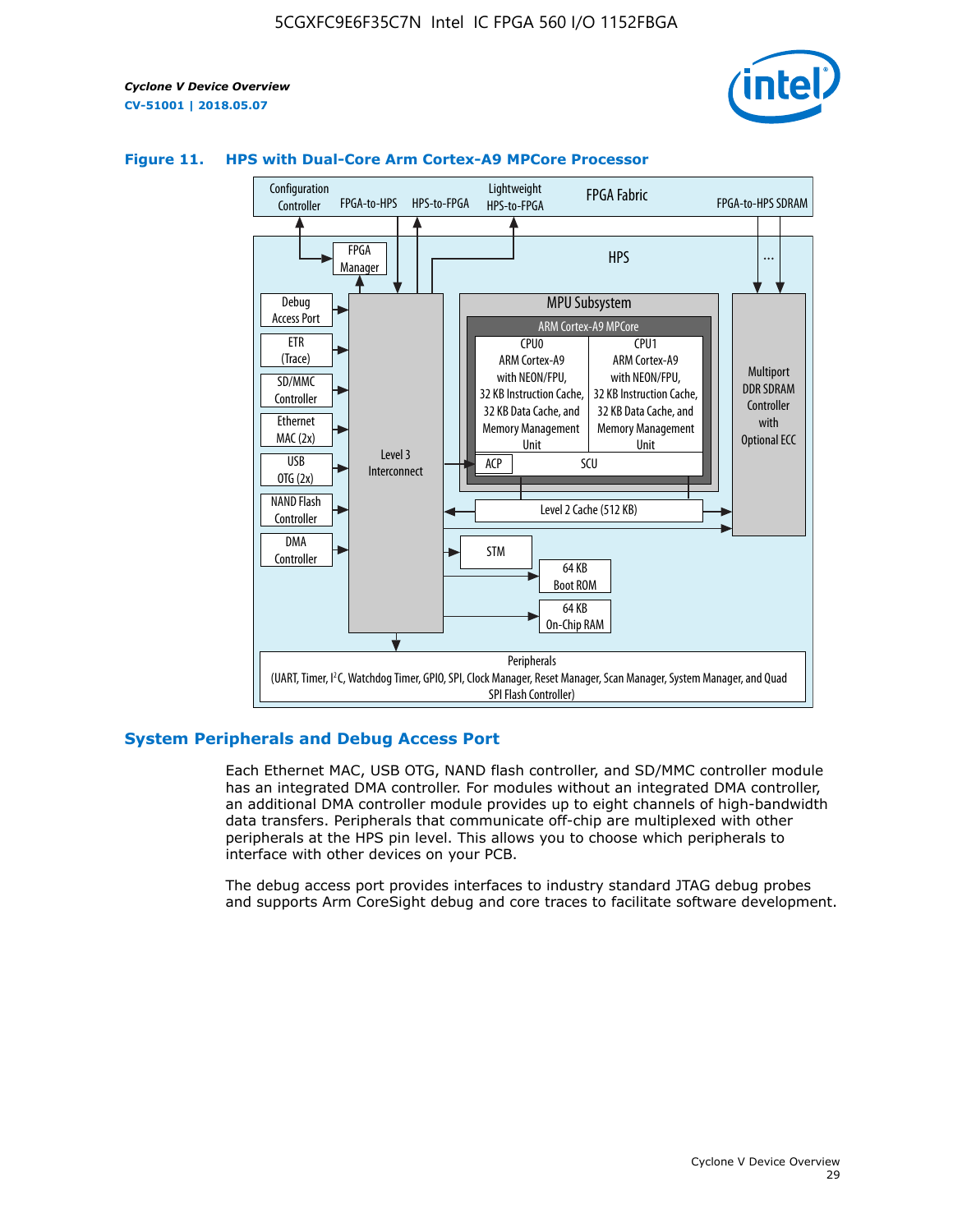**Figure 11. HPS with Dual-Core Arm Cortex-A9 MPCore Processor**

Configuration Controller | FPGA-to-HPS | HPS-to-FPGA | Lightweight HPS-to-FPGA | FPGA Fabric | FPGA-to-HPS SDRAM

HPS

FPGA Manager

Debug Access Port

ETR (Trace)

SD/MMC Controller

Ethernet MAC (2x)

USB OTG (2x)

NAND Flash Controller

DMA Controller

Level 3 Interconnect

MPU Subsystem

ARM Cortex-A9 MPCore

CPU0 ARM Cortex-A9 with NEON/FPU, 32 KB Instruction Cache, 32 KB Data Cache, and Memory Management Unit

CPU1 ARM Cortex-A9 with NEON/FPU, 32 KB Instruction Cache, 32 KB Data Cache, and Memory Management Unit

ACP | SCU

Level 2 Cache (512 KB)

Multiport DDR SDRAM Controller with Optional ECC

STM

64 KB Boot ROM

64 KB On-Chip RAM

Peripherals (UART, Timer, I²C, Watchdog Timer, GPIO, SPI, Clock Manager, Reset Manager, Scan Manager, System Manager, and Quad SPI Flash Controller)

## System Peripherals and Debug Access Port

Each Ethernet MAC, USB OTG, NAND flash controller, and SD/MMC controller module has an integrated DMA controller. For modules without an integrated DMA controller, an additional DMA controller module provides up to eight channels of high-bandwidth data transfers. Peripherals that communicate off-chip are multiplexed with other peripherals at the HPS pin level. This allows you to choose which peripherals to interface with other devices on your PCB.

The debug access port provides interfaces to industry standard JTAG debug probes and supports Arm CoreSight debug and core traces to facilitate software development.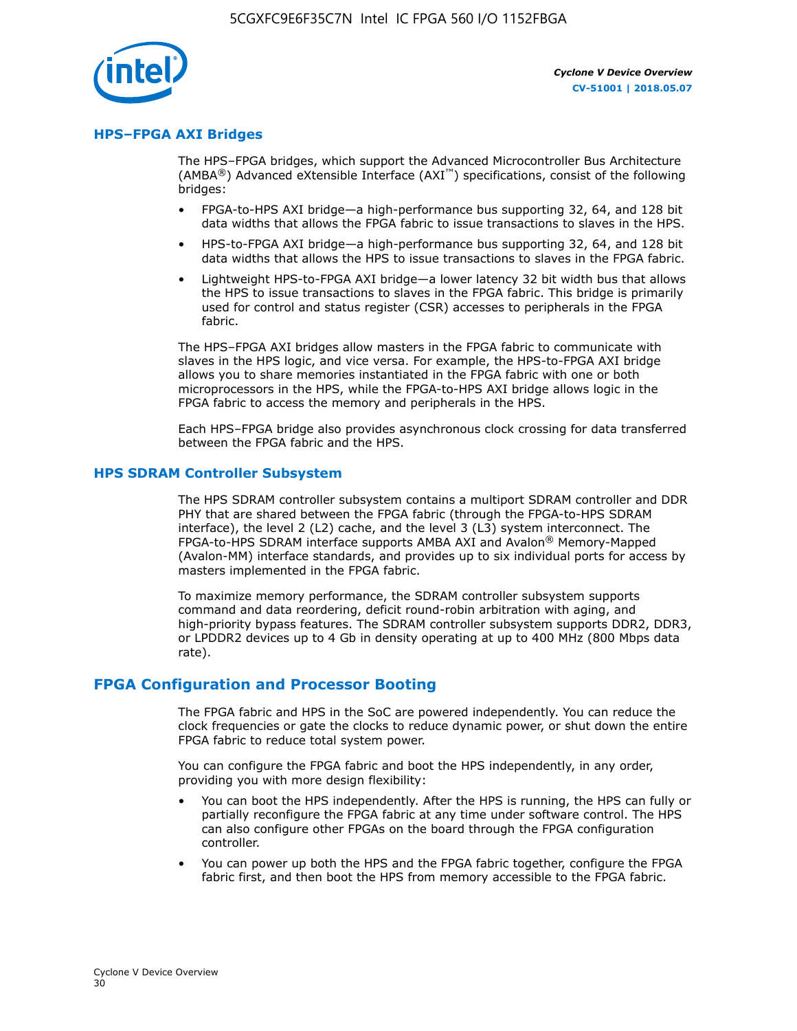## HPS–FPGA AXI Bridges

The HPS–FPGA bridges, which support the Advanced Microcontroller Bus Architecture (AMBA®) Advanced eXtensible Interface (AXI™) specifications, consist of the following bridges:

- FPGA-to-HPS AXI bridge—a high-performance bus supporting 32, 64, and 128 bit data widths that allows the FPGA fabric to issue transactions to slaves in the HPS.
- HPS-to-FPGA AXI bridge—a high-performance bus supporting 32, 64, and 128 bit data widths that allows the HPS to issue transactions to slaves in the FPGA fabric.
- Lightweight HPS-to-FPGA AXI bridge—a lower latency 32 bit width bus that allows the HPS to issue transactions to slaves in the FPGA fabric. This bridge is primarily used for control and status register (CSR) accesses to peripherals in the FPGA fabric.

The HPS–FPGA AXI bridges allow masters in the FPGA fabric to communicate with slaves in the HPS logic, and vice versa. For example, the HPS-to-FPGA AXI bridge allows you to share memories instantiated in the FPGA fabric with one or both microprocessors in the HPS, while the FPGA-to-HPS AXI bridge allows logic in the FPGA fabric to access the memory and peripherals in the HPS.

Each HPS–FPGA bridge also provides asynchronous clock crossing for data transferred between the FPGA fabric and the HPS.

## HPS SDRAM Controller Subsystem

The HPS SDRAM controller subsystem contains a multiport SDRAM controller and DDR PHY that are shared between the FPGA fabric (through the FPGA-to-HPS SDRAM interface), the level 2 (L2) cache, and the level 3 (L3) system interconnect. The FPGA-to-HPS SDRAM interface supports AMBA AXI and Avalon® Memory-Mapped (Avalon-MM) interface standards, and provides up to six individual ports for access by masters implemented in the FPGA fabric.

To maximize memory performance, the SDRAM controller subsystem supports command and data reordering, deficit round-robin arbitration with aging, and high-priority bypass features. The SDRAM controller subsystem supports DDR2, DDR3, or LPDDR2 devices up to 4 Gb in density operating at up to 400 MHz (800 Mbps data rate).

# FPGA Configuration and Processor Booting

The FPGA fabric and HPS in the SoC are powered independently. You can reduce the clock frequencies or gate the clocks to reduce dynamic power, or shut down the entire FPGA fabric to reduce total system power.

You can configure the FPGA fabric and boot the HPS independently, in any order, providing you with more design flexibility:

- You can boot the HPS independently. After the HPS is running, the HPS can fully or partially reconfigure the FPGA fabric at any time under software control. The HPS can also configure other FPGAs on the board through the FPGA configuration controller.
- You can power up both the HPS and the FPGA fabric together, configure the FPGA fabric first, and then boot the HPS from memory accessible to the FPGA fabric.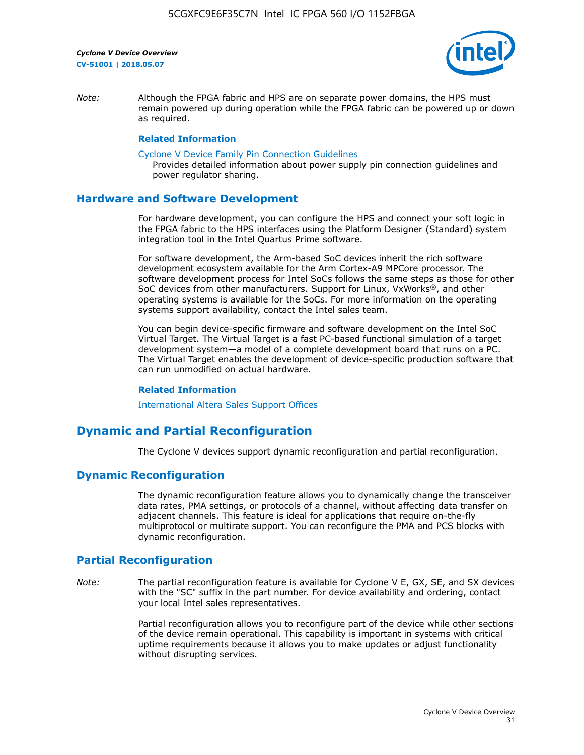*Note:* Although the FPGA fabric and HPS are on separate power domains, the HPS must remain powered up during operation while the FPGA fabric can be powered up or down as required.

**Related Information**

Cyclone V Device Family Pin Connection Guidelines
Provides detailed information about power supply pin connection guidelines and power regulator sharing.

## Hardware and Software Development

For hardware development, you can configure the HPS and connect your soft logic in the FPGA fabric to the HPS interfaces using the Platform Designer (Standard) system integration tool in the Intel Quartus Prime software.

For software development, the Arm-based SoC devices inherit the rich software development ecosystem available for the Arm Cortex-A9 MPCore processor. The software development process for Intel SoCs follows the same steps as those for other SoC devices from other manufacturers. Support for Linux, VxWorks®, and other operating systems is available for the SoCs. For more information on the operating systems support availability, contact the Intel sales team.

You can begin device-specific firmware and software development on the Intel SoC Virtual Target. The Virtual Target is a fast PC-based functional simulation of a target development system—a model of a complete development board that runs on a PC. The Virtual Target enables the development of device-specific production software that can run unmodified on actual hardware.

**Related Information**

International Altera Sales Support Offices

# Dynamic and Partial Reconfiguration

The Cyclone V devices support dynamic reconfiguration and partial reconfiguration.

## Dynamic Reconfiguration

The dynamic reconfiguration feature allows you to dynamically change the transceiver data rates, PMA settings, or protocols of a channel, without affecting data transfer on adjacent channels. This feature is ideal for applications that require on-the-fly multiprotocol or multirate support. You can reconfigure the PMA and PCS blocks with dynamic reconfiguration.

## Partial Reconfiguration

*Note:* The partial reconfiguration feature is available for Cyclone V E, GX, SE, and SX devices with the "SC" suffix in the part number. For device availability and ordering, contact your local Intel sales representatives.

Partial reconfiguration allows you to reconfigure part of the device while other sections of the device remain operational. This capability is important in systems with critical uptime requirements because it allows you to make updates or adjust functionality without disrupting services.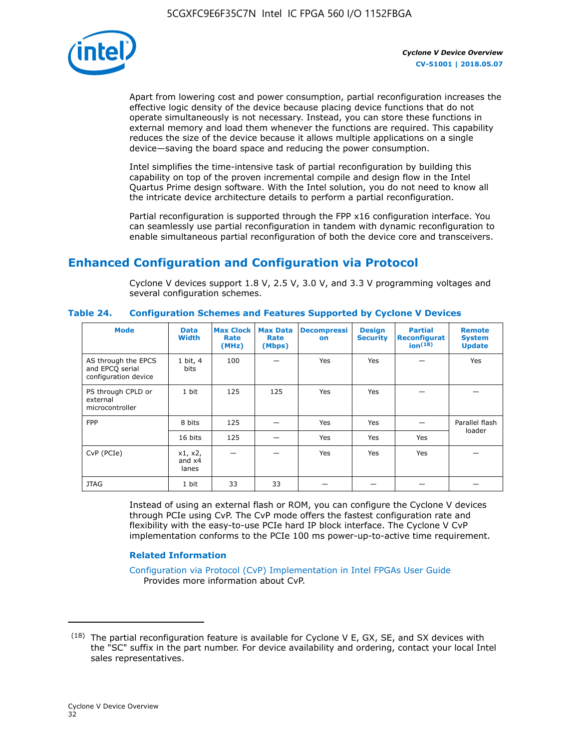Apart from lowering cost and power consumption, partial reconfiguration increases the effective logic density of the device because placing device functions that do not operate simultaneously is not necessary. Instead, you can store these functions in external memory and load them whenever the functions are required. This capability reduces the size of the device because it allows multiple applications on a single device—saving the board space and reducing the power consumption.

Intel simplifies the time-intensive task of partial reconfiguration by building this capability on top of the proven incremental compile and design flow in the Intel Quartus Prime design software. With the Intel solution, you do not need to know all the intricate device architecture details to perform a partial reconfiguration.

Partial reconfiguration is supported through the FPP x16 configuration interface. You can seamlessly use partial reconfiguration in tandem with dynamic reconfiguration to enable simultaneous partial reconfiguration of both the device core and transceivers.

## Enhanced Configuration and Configuration via Protocol

Cyclone V devices support 1.8 V, 2.5 V, 3.0 V, and 3.3 V programming voltages and several configuration schemes.

**Table 24. Configuration Schemes and Features Supported by Cyclone V Devices**

| Mode | Data Width | Max Clock Rate (MHz) | Max Data Rate (Mbps) | Decompression | Design Security | Partial Reconfiguration[18] | Remote System Update |
|---|---|---|---|---|---|---|---|
| AS through the EPCS and EPCQ serial configuration device | 1 bit, 4 bits | 100 | — | Yes | Yes | — | Yes |
| PS through CPLD or external microcontroller | 1 bit | 125 | 125 | Yes | Yes | — | — |
| FPP | 8 bits | 125 | — | Yes | Yes | — | Parallel flash loader |
| | 16 bits | 125 | — | Yes | Yes | Yes | |
| CvP (PCIe) | x1, x2, and x4 lanes | — | — | Yes | Yes | Yes | — |
| JTAG | 1 bit | 33 | 33 | — | — | — | — |

Instead of using an external flash or ROM, you can configure the Cyclone V devices through PCIe using CvP. The CvP mode offers the fastest configuration rate and flexibility with the easy-to-use PCIe hard IP block interface. The Cyclone V CvP implementation conforms to the PCIe 100 ms power-up-to-active time requirement.

**Related Information**

Configuration via Protocol (CvP) Implementation in Intel FPGAs User Guide
Provides more information about CvP.

---

[18] The partial reconfiguration feature is available for Cyclone V E, GX, SE, and SX devices with the "SC" suffix in the part number. For device availability and ordering, contact your local Intel sales representatives.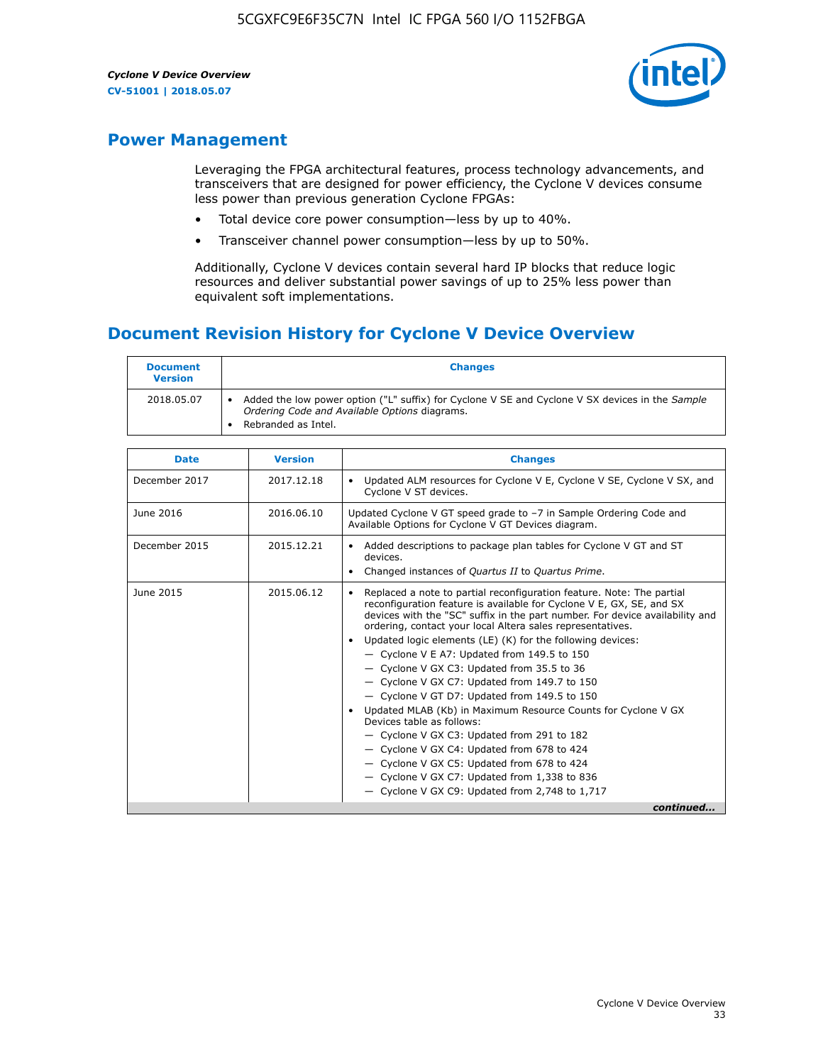## Power Management

Leveraging the FPGA architectural features, process technology advancements, and transceivers that are designed for power efficiency, the Cyclone V devices consume less power than previous generation Cyclone FPGAs:

- Total device core power consumption—less by up to 40%.
- Transceiver channel power consumption—less by up to 50%.

Additionally, Cyclone V devices contain several hard IP blocks that reduce logic resources and deliver substantial power savings of up to 25% less power than equivalent soft implementations.

## Document Revision History for Cyclone V Device Overview

| Document Version | Changes |
| --- | --- |
| 2018.05.07 | • Added the low power option ("L" suffix) for Cyclone V SE and Cyclone V SX devices in the *Sample Ordering Code and Available Options* diagrams.<br>• Rebranded as Intel. |

| Date | Version | Changes |
| --- | --- | --- |
| December 2017 | 2017.12.18 | • Updated ALM resources for Cyclone V E, Cyclone V SE, Cyclone V SX, and Cyclone V ST devices. |
| June 2016 | 2016.06.10 | Updated Cyclone V GT speed grade to –7 in Sample Ordering Code and Available Options for Cyclone V GT Devices diagram. |
| December 2015 | 2015.12.21 | • Added descriptions to package plan tables for Cyclone V GT and ST devices.<br>• Changed instances of *Quartus II* to *Quartus Prime*. |
| June 2015 | 2015.06.12 | • Replaced a note to partial reconfiguration feature. Note: The partial reconfiguration feature is available for Cyclone V E, GX, SE, and SX devices with the "SC" suffix in the part number. For device availability and ordering, contact your local Altera sales representatives.<br>• Updated logic elements (LE) (K) for the following devices:<br>— Cyclone V E A7: Updated from 149.5 to 150<br>— Cyclone V GX C3: Updated from 35.5 to 36<br>— Cyclone V GX C7: Updated from 149.7 to 150<br>— Cyclone V GT D7: Updated from 149.5 to 150<br>• Updated MLAB (Kb) in Maximum Resource Counts for Cyclone V GX Devices table as follows:<br>— Cyclone V GX C3: Updated from 291 to 182<br>— Cyclone V GX C4: Updated from 678 to 424<br>— Cyclone V GX C5: Updated from 678 to 424<br>— Cyclone V GX C7: Updated from 1,338 to 836<br>— Cyclone V GX C9: Updated from 2,748 to 1,717 |

*continued...*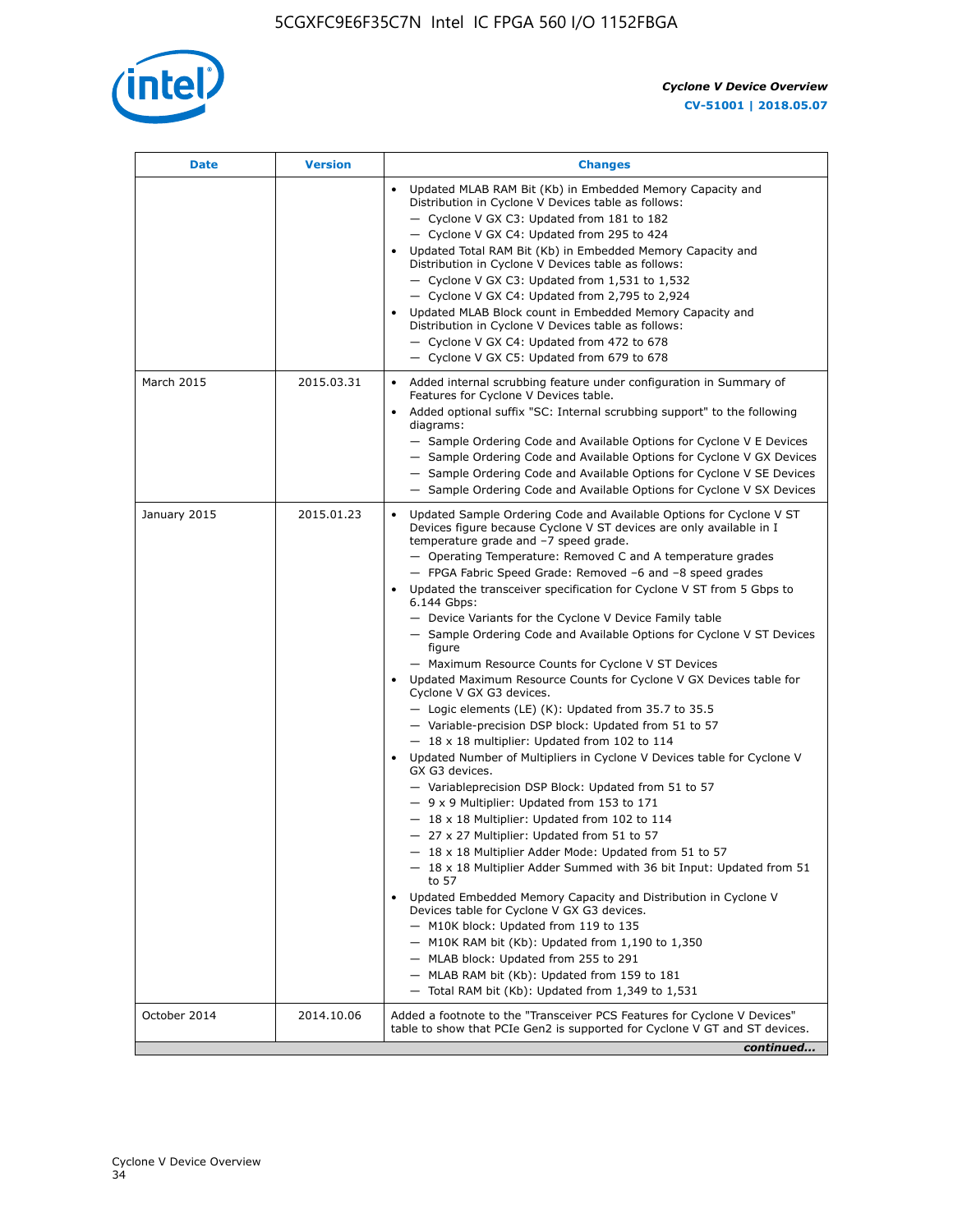| Date | Version | Changes |
|---|---|---|
| | | • Updated MLAB RAM Bit (Kb) in Embedded Memory Capacity and Distribution in Cyclone V Devices table as follows:<br>— Cyclone V GX C3: Updated from 181 to 182<br>— Cyclone V GX C4: Updated from 295 to 424<br>• Updated Total RAM Bit (Kb) in Embedded Memory Capacity and Distribution in Cyclone V Devices table as follows:<br>— Cyclone V GX C3: Updated from 1,531 to 1,532<br>— Cyclone V GX C4: Updated from 2,795 to 2,924<br>• Updated MLAB Block count in Embedded Memory Capacity and Distribution in Cyclone V Devices table as follows:<br>— Cyclone V GX C4: Updated from 472 to 678<br>— Cyclone V GX C5: Updated from 679 to 678 |
| March 2015 | 2015.03.31 | • Added internal scrubbing feature under configuration in Summary of Features for Cyclone V Devices table.<br>• Added optional suffix "SC: Internal scrubbing support" to the following diagrams:<br>— Sample Ordering Code and Available Options for Cyclone V E Devices<br>— Sample Ordering Code and Available Options for Cyclone V GX Devices<br>— Sample Ordering Code and Available Options for Cyclone V SE Devices<br>— Sample Ordering Code and Available Options for Cyclone V SX Devices |
| January 2015 | 2015.01.23 | • Updated Sample Ordering Code and Available Options for Cyclone V ST Devices figure because Cyclone V ST devices are only available in I temperature grade and −7 speed grade.<br>— Operating Temperature: Removed C and A temperature grades<br>— FPGA Fabric Speed Grade: Removed −6 and −8 speed grades<br>• Updated the transceiver specification for Cyclone V ST from 5 Gbps to 6.144 Gbps:<br>— Device Variants for the Cyclone V Device Family table<br>— Sample Ordering Code and Available Options for Cyclone V ST Devices figure<br>— Maximum Resource Counts for Cyclone V ST Devices<br>• Updated Maximum Resource Counts for Cyclone V GX Devices table for Cyclone V GX G3 devices.<br>— Logic elements (LE) (K): Updated from 35.7 to 35.5<br>— Variable-precision DSP block: Updated from 51 to 57<br>— 18 x 18 multiplier: Updated from 102 to 114<br>• Updated Number of Multipliers in Cyclone V Devices table for Cyclone V GX G3 devices.<br>— Variableprecision DSP Block: Updated from 51 to 57<br>— 9 x 9 Multiplier: Updated from 153 to 171<br>— 18 x 18 Multiplier: Updated from 102 to 114<br>— 27 x 27 Multiplier: Updated from 51 to 57<br>— 18 x 18 Multiplier Adder Mode: Updated from 51 to 57<br>— 18 x 18 Multiplier Adder Summed with 36 bit Input: Updated from 51 to 57<br>• Updated Embedded Memory Capacity and Distribution in Cyclone V Devices table for Cyclone V GX G3 devices.<br>— M10K block: Updated from 119 to 135<br>— M10K RAM bit (Kb): Updated from 1,190 to 1,350<br>— MLAB block: Updated from 255 to 291<br>— MLAB RAM bit (Kb): Updated from 159 to 181<br>— Total RAM bit (Kb): Updated from 1,349 to 1,531 |
| October 2014 | 2014.10.06 | Added a footnote to the "Transceiver PCS Features for Cyclone V Devices" table to show that PCIe Gen2 is supported for Cyclone V GT and ST devices. |

*continued...*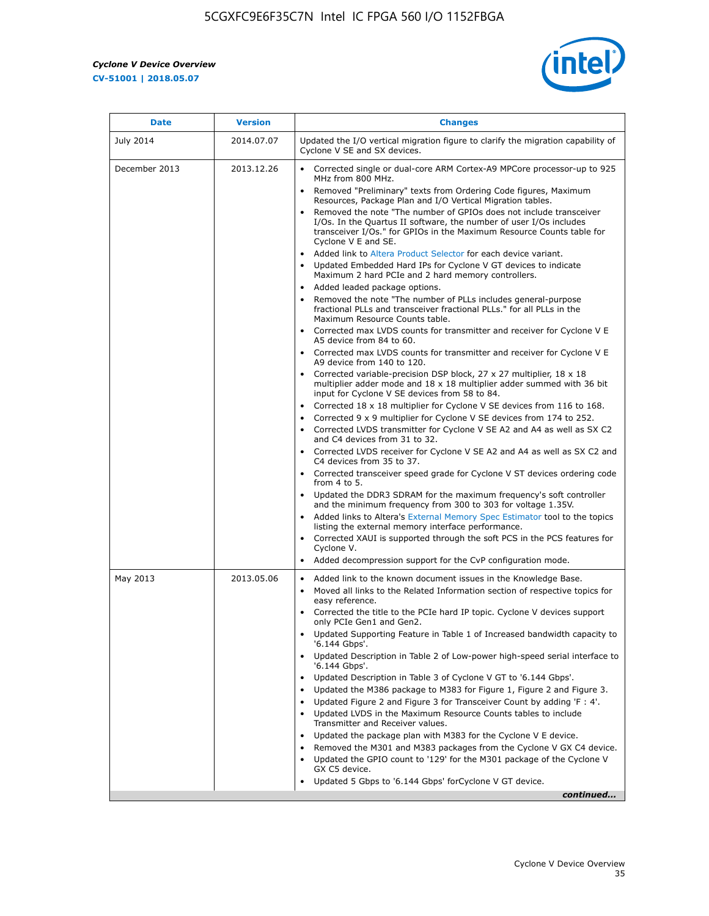| Date | Version | Changes |
| --- | --- | --- |
| July 2014 | 2014.07.07 | Updated the I/O vertical migration figure to clarify the migration capability of Cyclone V SE and SX devices. |
| December 2013 | 2013.12.26 | • Corrected single or dual-core ARM Cortex-A9 MPCore processor-up to 925 MHz from 800 MHz.<br>• Removed "Preliminary" texts from Ordering Code figures, Maximum Resources, Package Plan and I/O Vertical Migration tables.<br>• Removed the note "The number of GPIOs does not include transceiver I/Os. In the Quartus II software, the number of user I/Os includes transceiver I/Os." for GPIOs in the Maximum Resource Counts table for Cyclone V E and SE.<br>• Added link to Altera Product Selector for each device variant.<br>• Updated Embedded Hard IPs for Cyclone V GT devices to indicate Maximum 2 hard PCIe and 2 hard memory controllers.<br>• Added leaded package options.<br>• Removed the note "The number of PLLs includes general-purpose fractional PLLs and transceiver fractional PLLs." for all PLLs in the Maximum Resource Counts table.<br>• Corrected max LVDS counts for transmitter and receiver for Cyclone V E A5 device from 84 to 60.<br>• Corrected max LVDS counts for transmitter and receiver for Cyclone V E A9 device from 140 to 120.<br>• Corrected variable-precision DSP block, 27 x 27 multiplier, 18 x 18 multiplier adder mode and 18 x 18 multiplier adder summed with 36 bit input for Cyclone V SE devices from 58 to 84.<br>• Corrected 18 x 18 multiplier for Cyclone V SE devices from 116 to 168.<br>• Corrected 9 x 9 multiplier for Cyclone V SE devices from 174 to 252.<br>• Corrected LVDS transmitter for Cyclone V SE A2 and A4 as well as SX C2 and C4 devices from 31 to 32.<br>• Corrected LVDS receiver for Cyclone V SE A2 and A4 as well as SX C2 and C4 devices from 35 to 37.<br>• Corrected transceiver speed grade for Cyclone V ST devices ordering code from 4 to 5.<br>• Updated the DDR3 SDRAM for the maximum frequency's soft controller and the minimum frequency from 300 to 303 for voltage 1.35V.<br>• Added links to Altera's External Memory Spec Estimator tool to the topics listing the external memory interface performance.<br>• Corrected XAUI is supported through the soft PCS in the PCS features for Cyclone V.<br>• Added decompression support for the CvP configuration mode. |
| May 2013 | 2013.05.06 | • Added link to the known document issues in the Knowledge Base.<br>• Moved all links to the Related Information section of respective topics for easy reference.<br>• Corrected the title to the PCIe hard IP topic. Cyclone V devices support only PCIe Gen1 and Gen2.<br>• Updated Supporting Feature in Table 1 of Increased bandwidth capacity to '6.144 Gbps'.<br>• Updated Description in Table 2 of Low-power high-speed serial interface to '6.144 Gbps'.<br>• Updated Description in Table 3 of Cyclone V GT to '6.144 Gbps'.<br>• Updated the M386 package to M383 for Figure 1, Figure 2 and Figure 3.<br>• Updated Figure 2 and Figure 3 for Transceiver Count by adding 'F : 4'.<br>• Updated LVDS in the Maximum Resource Counts tables to include Transmitter and Receiver values.<br>• Updated the package plan with M383 for the Cyclone V E device.<br>• Removed the M301 and M383 packages from the Cyclone V GX C4 device.<br>• Updated the GPIO count to '129' for the M301 package of the Cyclone V GX C5 device.<br>• Updated 5 Gbps to '6.144 Gbps' forCyclone V GT device. |

*continued...*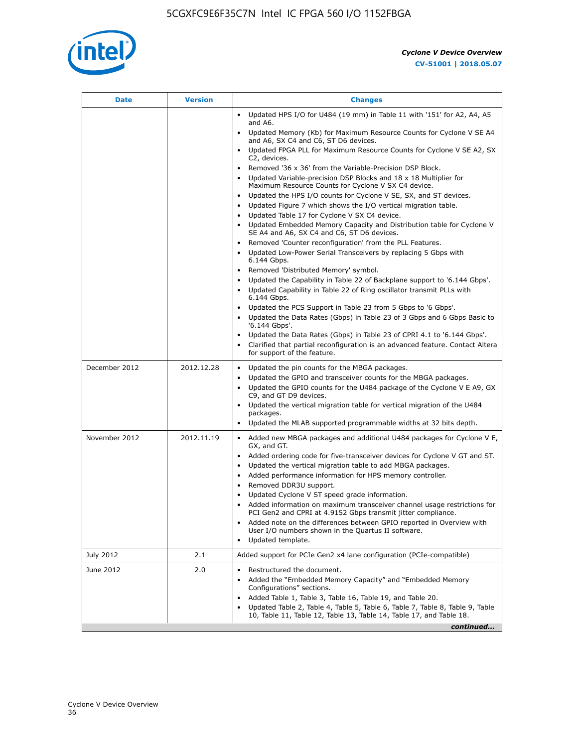| Date | Version | Changes |
| --- | --- | --- |
| | | • Updated HPS I/O for U484 (19 mm) in Table 11 with '151' for A2, A4, A5 and A6.<br>• Updated Memory (Kb) for Maximum Resource Counts for Cyclone V SE A4 and A6, SX C4 and C6, ST D6 devices.<br>• Updated FPGA PLL for Maximum Resource Counts for Cyclone V SE A2, SX C2, devices.<br>• Removed '36 x 36' from the Variable-Precision DSP Block.<br>• Updated Variable-precision DSP Blocks and 18 x 18 Multiplier for Maximum Resource Counts for Cyclone V SX C4 device.<br>• Updated the HPS I/O counts for Cyclone V SE, SX, and ST devices.<br>• Updated Figure 7 which shows the I/O vertical migration table.<br>• Updated Table 17 for Cyclone V SX C4 device.<br>• Updated Embedded Memory Capacity and Distribution table for Cyclone V SE A4 and A6, SX C4 and C6, ST D6 devices.<br>• Removed 'Counter reconfiguration' from the PLL Features.<br>• Updated Low-Power Serial Transceivers by replacing 5 Gbps with 6.144 Gbps.<br>• Removed 'Distributed Memory' symbol.<br>• Updated the Capability in Table 22 of Backplane support to '6.144 Gbps'.<br>• Updated Capability in Table 22 of Ring oscillator transmit PLLs with 6.144 Gbps.<br>• Updated the PCS Support in Table 23 from 5 Gbps to '6 Gbps'.<br>• Updated the Data Rates (Gbps) in Table 23 of 3 Gbps and 6 Gbps Basic to '6.144 Gbps'.<br>• Updated the Data Rates (Gbps) in Table 23 of CPRI 4.1 to '6.144 Gbps'.<br>• Clarified that partial reconfiguration is an advanced feature. Contact Altera for support of the feature. |
| December 2012 | 2012.12.28 | • Updated the pin counts for the MBGA packages.<br>• Updated the GPIO and transceiver counts for the MBGA packages.<br>• Updated the GPIO counts for the U484 package of the Cyclone V E A9, GX C9, and GT D9 devices.<br>• Updated the vertical migration table for vertical migration of the U484 packages.<br>• Updated the MLAB supported programmable widths at 32 bits depth. |
| November 2012 | 2012.11.19 | • Added new MBGA packages and additional U484 packages for Cyclone V E, GX, and GT.<br>• Added ordering code for five-transceiver devices for Cyclone V GT and ST.<br>• Updated the vertical migration table to add MBGA packages.<br>• Added performance information for HPS memory controller.<br>• Removed DDR3U support.<br>• Updated Cyclone V ST speed grade information.<br>• Added information on maximum transceiver channel usage restrictions for PCI Gen2 and CPRI at 4.9152 Gbps transmit jitter compliance.<br>• Added note on the differences between GPIO reported in Overview with User I/O numbers shown in the Quartus II software.<br>• Updated template. |
| July 2012 | 2.1 | Added support for PCIe Gen2 x4 lane configuration (PCIe-compatible) |
| June 2012 | 2.0 | • Restructured the document.<br>• Added the "Embedded Memory Capacity" and "Embedded Memory Configurations" sections.<br>• Added Table 1, Table 3, Table 16, Table 19, and Table 20.<br>• Updated Table 2, Table 4, Table 5, Table 6, Table 7, Table 8, Table 9, Table 10, Table 11, Table 12, Table 13, Table 14, Table 17, and Table 18. |

*continued...*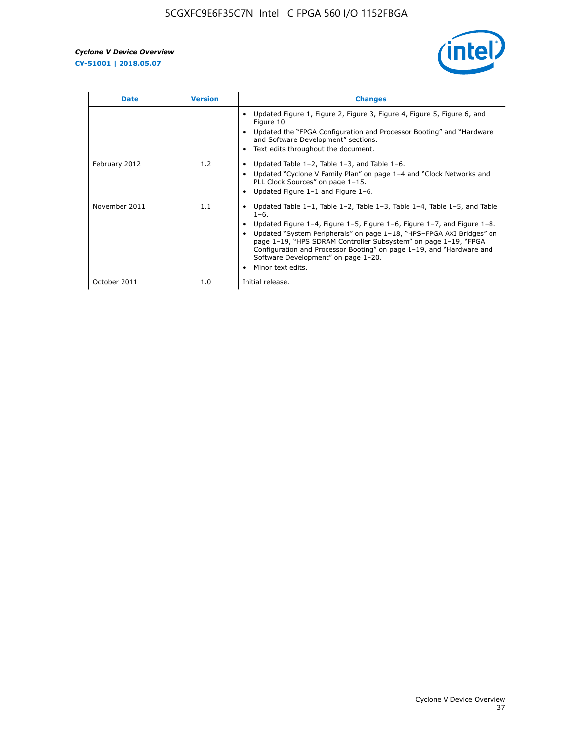| Date | Version | Changes |
| --- | --- | --- |
| | | • Updated Figure 1, Figure 2, Figure 3, Figure 4, Figure 5, Figure 6, and Figure 10.<br>• Updated the "FPGA Configuration and Processor Booting" and "Hardware and Software Development" sections.<br>• Text edits throughout the document. |
| February 2012 | 1.2 | • Updated Table 1–2, Table 1–3, and Table 1–6.<br>• Updated "Cyclone V Family Plan" on page 1–4 and "Clock Networks and PLL Clock Sources" on page 1–15.<br>• Updated Figure 1–1 and Figure 1–6. |
| November 2011 | 1.1 | • Updated Table 1–1, Table 1–2, Table 1–3, Table 1–4, Table 1–5, and Table 1–6.<br>• Updated Figure 1–4, Figure 1–5, Figure 1–6, Figure 1–7, and Figure 1–8.<br>• Updated "System Peripherals" on page 1–18, "HPS–FPGA AXI Bridges" on page 1–19, "HPS SDRAM Controller Subsystem" on page 1–19, "FPGA Configuration and Processor Booting" on page 1–19, and "Hardware and Software Development" on page 1–20.<br>• Minor text edits. |
| October 2011 | 1.0 | Initial release. |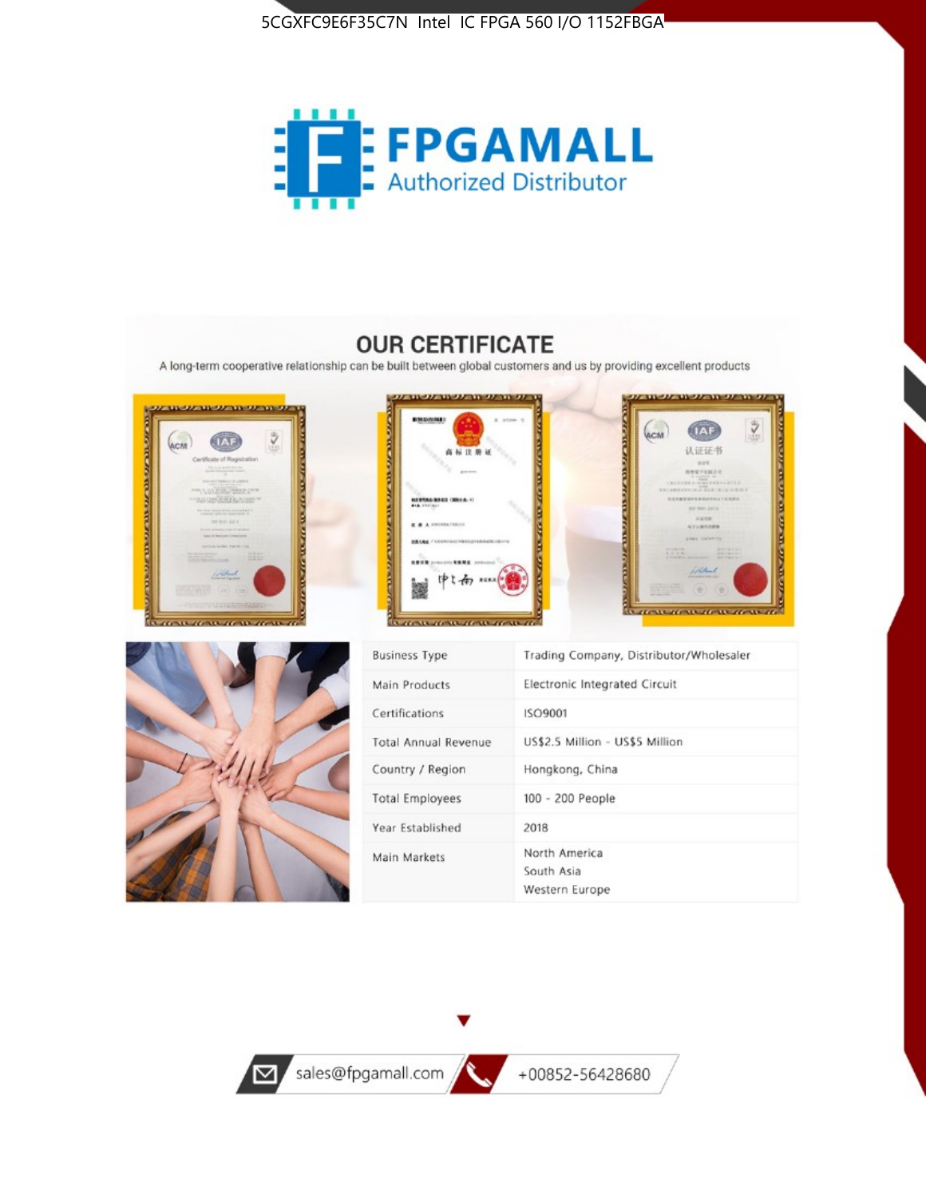FPGAMALL

Authorized Distributor

## OUR CERTIFICATE

A long-term cooperative relationship can be built between global customers and us by providing excellent products

| | |
|---|---|
| Business Type | Trading Company, Distributor/Wholesaler |
| Main Products | Electronic Integrated Circuit |
| Certifications | ISO9001 |
| Total Annual Revenue | US$2.5 Million - US$5 Million |
| Country / Region | Hongkong, China |
| Total Employees | 100 - 200 People |
| Year Established | 2018 |
| Main Markets | North America<br>South Asia<br>Western Europe |

sales@fpgamall.com

+00852-56428680